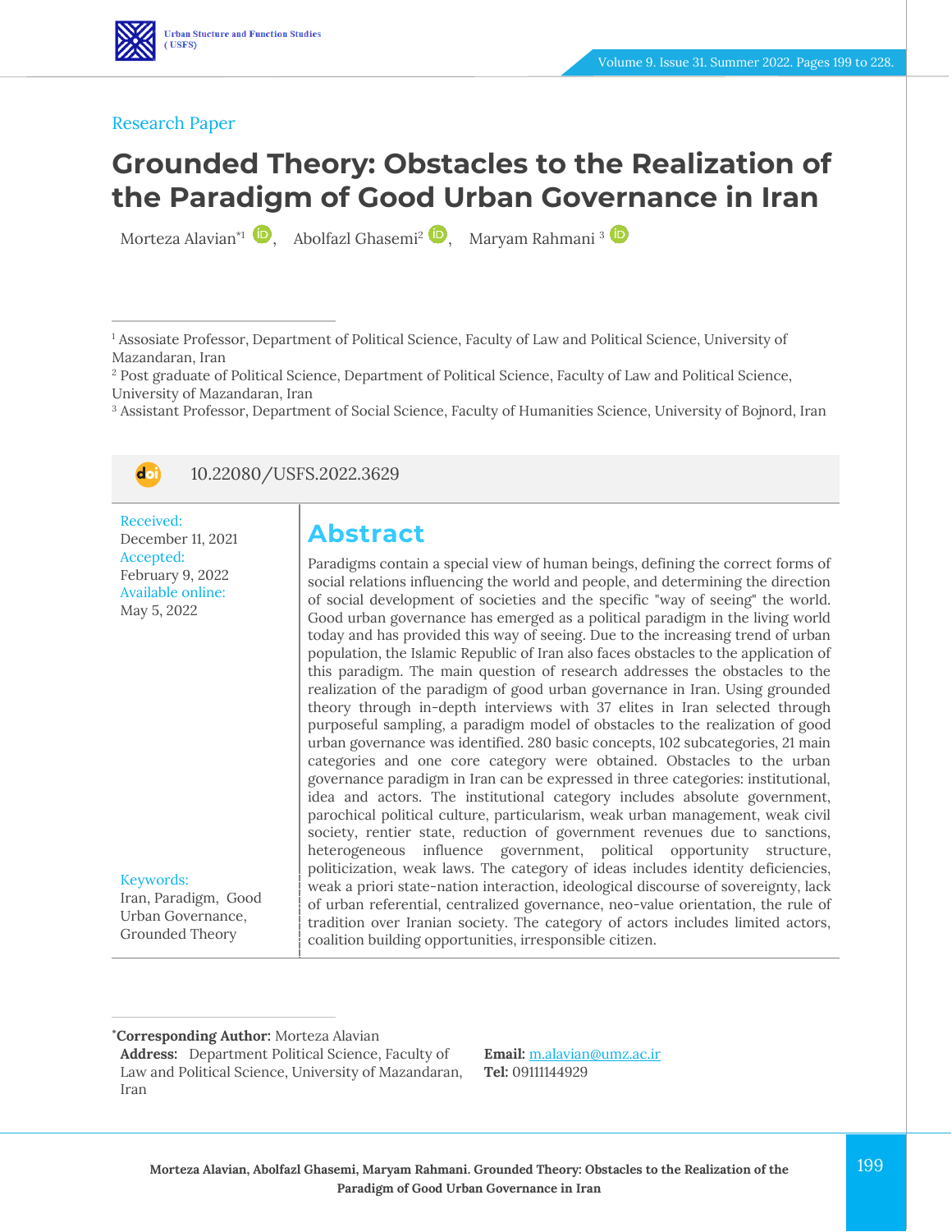Research Paper

# Grounded Theory: Obstacles to the Realization of the Paradigm of Good Urban Governance in Iran

Morteza Alavian[*1], Abolfazl Ghasemi[2], Maryam Rahmani[3]

[1] Assosiate Professor, Department of Political Science, Faculty of Law and Political Science, University of Mazandaran, Iran

[2] Post graduate of Political Science, Department of Political Science, Faculty of Law and Political Science, University of Mazandaran, Iran

[3] Assistant Professor, Department of Social Science, Faculty of Humanities Science, University of Bojnord, Iran

10.22080/USFS.2022.3629

Received: December 11, 2021
Accepted: February 9, 2022
Available online: May 5, 2022

Keywords: Iran, Paradigm, Good Urban Governance, Grounded Theory

## Abstract

Paradigms contain a special view of human beings, defining the correct forms of social relations influencing the world and people, and determining the direction of social development of societies and the specific "way of seeing" the world. Good urban governance has emerged as a political paradigm in the living world today and has provided this way of seeing. Due to the increasing trend of urban population, the Islamic Republic of Iran also faces obstacles to the application of this paradigm. The main question of research addresses the obstacles to the realization of the paradigm of good urban governance in Iran. Using grounded theory through in-depth interviews with 37 elites in Iran selected through purposeful sampling, a paradigm model of obstacles to the realization of good urban governance was identified. 280 basic concepts, 102 subcategories, 21 main categories and one core category were obtained. Obstacles to the urban governance paradigm in Iran can be expressed in three categories: institutional, idea and actors. The institutional category includes absolute government, parochical political culture, particularism, weak urban management, weak civil society, rentier state, reduction of government revenues due to sanctions, heterogeneous influence government, political opportunity structure, politicization, weak laws. The category of ideas includes identity deficiencies, weak a priori state-nation interaction, ideological discourse of sovereignty, lack of urban referential, centralized governance, neo-value orientation, the rule of tradition over Iranian society. The category of actors includes limited actors, coalition building opportunities, irresponsible citizen.

***Corresponding Author:** Morteza Alavian

**Address:** Department Political Science, Faculty of Law and Political Science, University of Mazandaran, Iran

**Email:** m.alavian@umz.ac.ir

**Tel:** 09111144929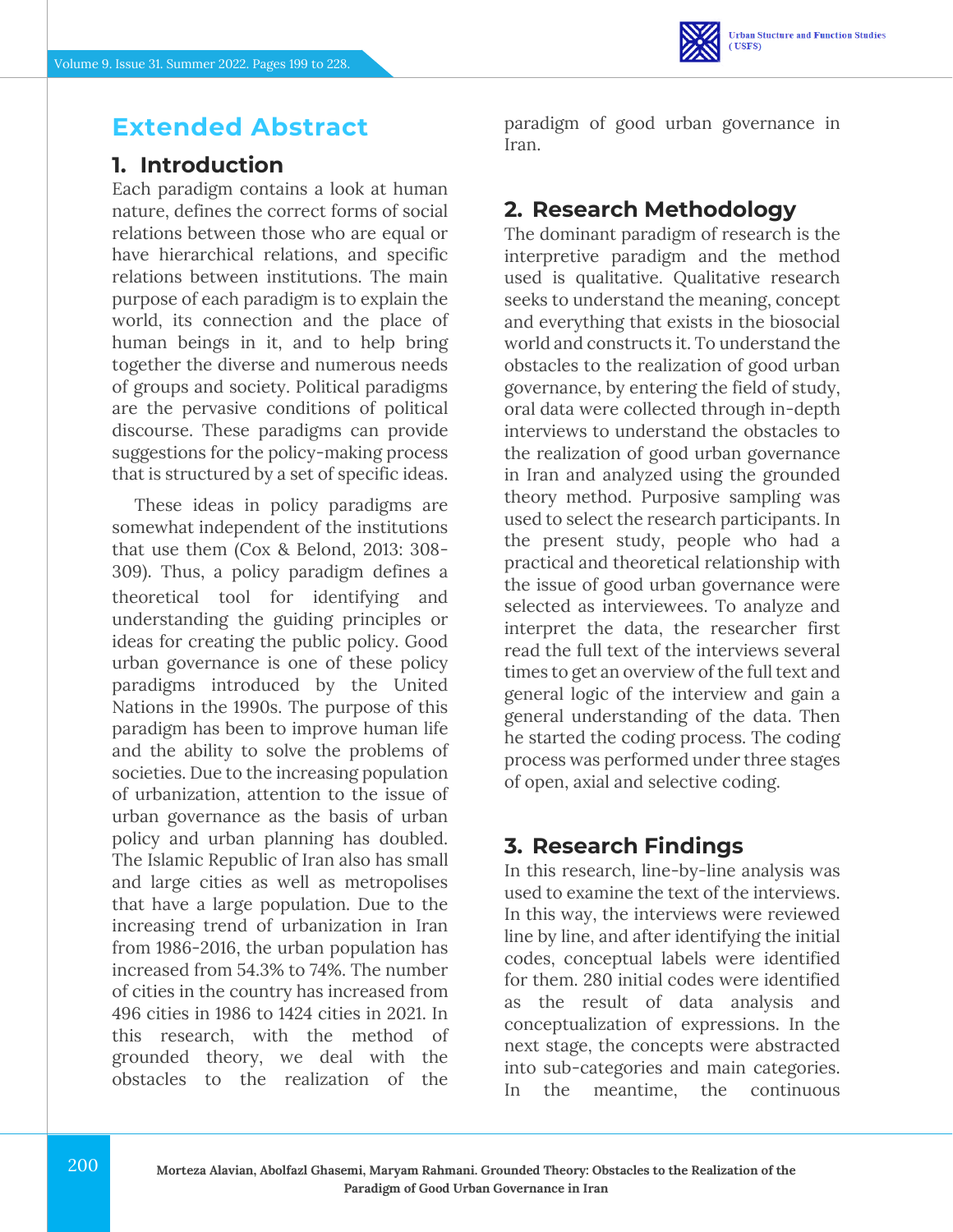# Extended Abstract

## 1. Introduction

Each paradigm contains a look at human nature, defines the correct forms of social relations between those who are equal or have hierarchical relations, and specific relations between institutions. The main purpose of each paradigm is to explain the world, its connection and the place of human beings in it, and to help bring together the diverse and numerous needs of groups and society. Political paradigms are the pervasive conditions of political discourse. These paradigms can provide suggestions for the policy-making process that is structured by a set of specific ideas.

These ideas in policy paradigms are somewhat independent of the institutions that use them (Cox & Belond, 2013: 308-309). Thus, a policy paradigm defines a theoretical tool for identifying and understanding the guiding principles or ideas for creating the public policy. Good urban governance is one of these policy paradigms introduced by the United Nations in the 1990s. The purpose of this paradigm has been to improve human life and the ability to solve the problems of societies. Due to the increasing population of urbanization, attention to the issue of urban governance as the basis of urban policy and urban planning has doubled. The Islamic Republic of Iran also has small and large cities as well as metropolises that have a large population. Due to the increasing trend of urbanization in Iran from 1986-2016, the urban population has increased from 54.3% to 74%. The number of cities in the country has increased from 496 cities in 1986 to 1424 cities in 2021. In this research, with the method of grounded theory, we deal with the obstacles to the realization of the paradigm of good urban governance in Iran.

## 2. Research Methodology

The dominant paradigm of research is the interpretive paradigm and the method used is qualitative. Qualitative research seeks to understand the meaning, concept and everything that exists in the biosocial world and constructs it. To understand the obstacles to the realization of good urban governance, by entering the field of study, oral data were collected through in-depth interviews to understand the obstacles to the realization of good urban governance in Iran and analyzed using the grounded theory method. Purposive sampling was used to select the research participants. In the present study, people who had a practical and theoretical relationship with the issue of good urban governance were selected as interviewees. To analyze and interpret the data, the researcher first read the full text of the interviews several times to get an overview of the full text and general logic of the interview and gain a general understanding of the data. Then he started the coding process. The coding process was performed under three stages of open, axial and selective coding.

## 3. Research Findings

In this research, line-by-line analysis was used to examine the text of the interviews. In this way, the interviews were reviewed line by line, and after identifying the initial codes, conceptual labels were identified for them. 280 initial codes were identified as the result of data analysis and conceptualization of expressions. In the next stage, the concepts were abstracted into sub-categories and main categories. In the meantime, the continuous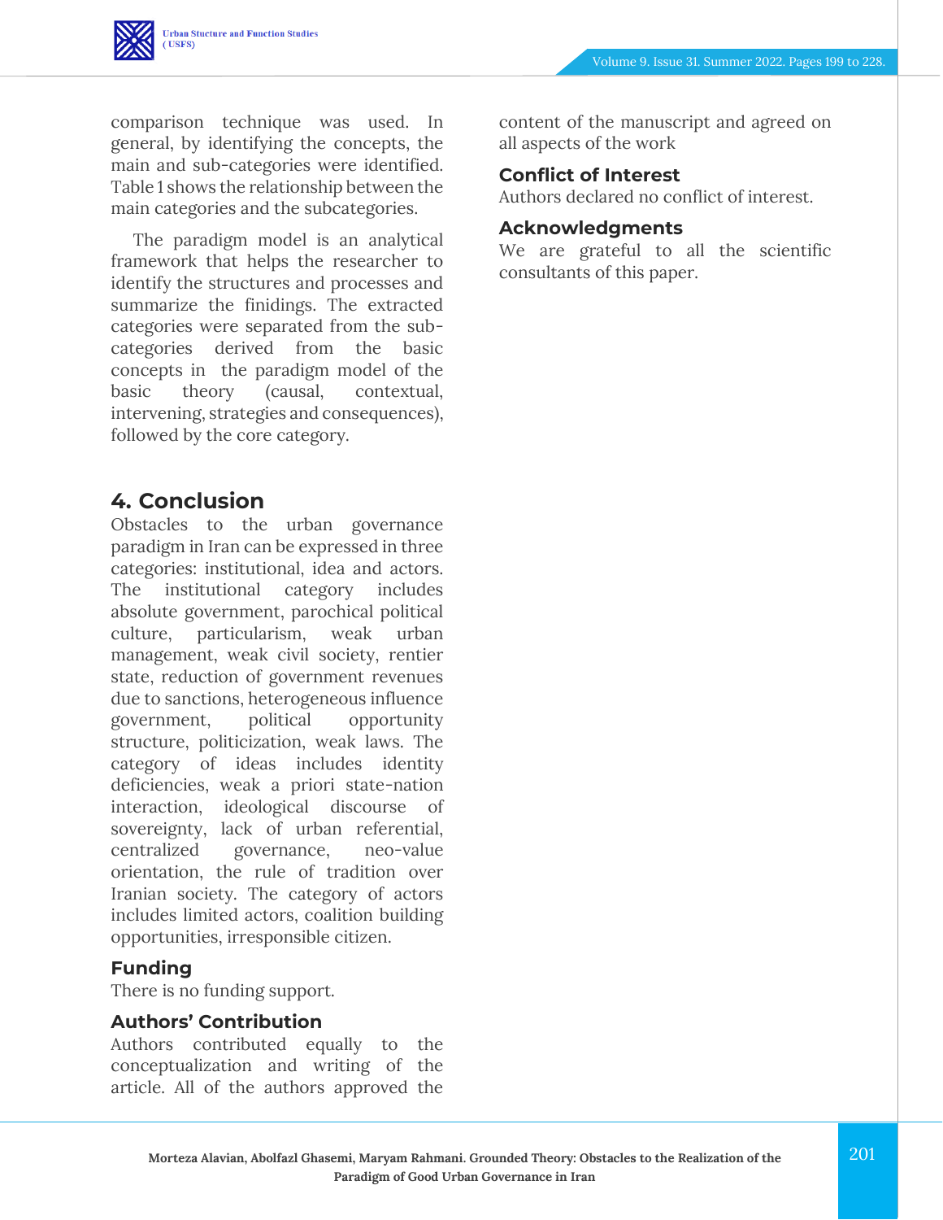comparison technique was used. In general, by identifying the concepts, the main and sub-categories were identified. Table 1 shows the relationship between the main categories and the subcategories.

The paradigm model is an analytical framework that helps the researcher to identify the structures and processes and summarize the finidings. The extracted categories were separated from the sub-categories derived from the basic concepts in the paradigm model of the basic theory (causal, contextual, intervening, strategies and consequences), followed by the core category.

## 4. Conclusion

Obstacles to the urban governance paradigm in Iran can be expressed in three categories: institutional, idea and actors. The institutional category includes absolute government, parochical political culture, particularism, weak urban management, weak civil society, rentier state, reduction of government revenues due to sanctions, heterogeneous influence government, political opportunity structure, politicization, weak laws. The category of ideas includes identity deficiencies, weak a priori state-nation interaction, ideological discourse of sovereignty, lack of urban referential, centralized governance, neo-value orientation, the rule of tradition over Iranian society. The category of actors includes limited actors, coalition building opportunities, irresponsible citizen.

### Funding

There is no funding support.

### Authors' Contribution

Authors contributed equally to the conceptualization and writing of the article. All of the authors approved the content of the manuscript and agreed on all aspects of the work

### Conflict of Interest

Authors declared no conflict of interest.

### Acknowledgments

We are grateful to all the scientific consultants of this paper.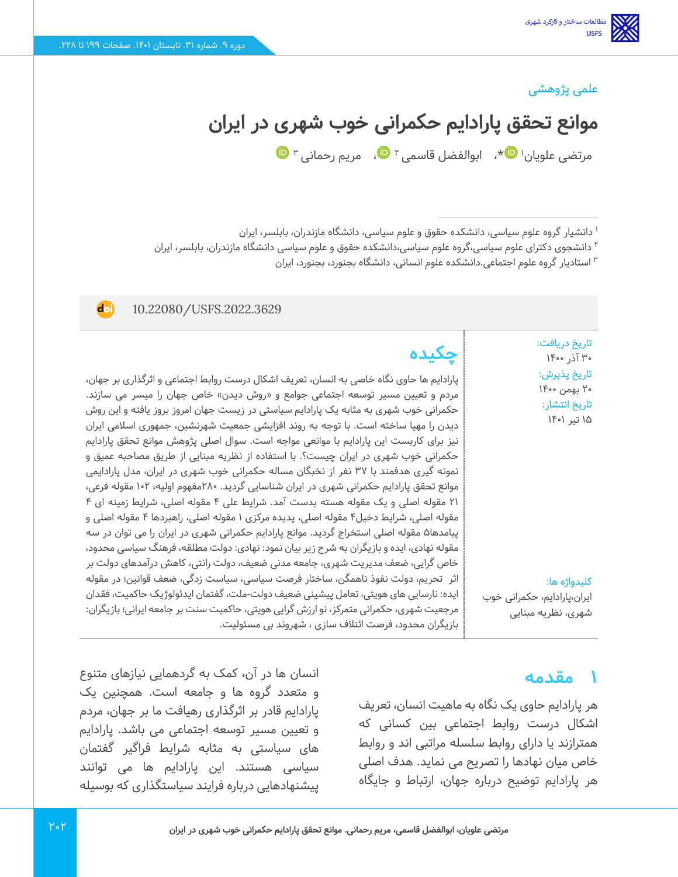علمی پژوهشی

# موانع تحقق پارادایم حکمرانی خوب شهری در ایران

مرتضی علویان[1]*، ابوالفضل قاسمی[2]، مریم رحمانی[3]

[1] دانشیار گروه علوم سیاسی، دانشکده حقوق و علوم سیاسی، دانشگاه مازندران، بابلسر، ایران
[2] دانشجوی دکترای علوم سیاسی،گروه علوم سیاسی،دانشکده حقوق و علوم سیاسی دانشگاه مازندران، بابلسر، ایران
[3] استادیار گروه علوم اجتماعی.دانشکده علوم انسانی، دانشگاه بجنورد، بجنورد، ایران

10.22080/USFS.2022.3629

تاریخ دریافت:
۳۰ آذر ۱۴۰۰
تاریخ پذیرش:
۲۰ بهمن ۱۴۰۰
تاریخ انتشار:
۱۵ تیر ۱۴۰۱

## چکیده

پارادایم ها حاوی نگاه خاصی به انسان، تعریف اشکال درست روابط اجتماعی و اثرگذاری بر جهان، مردم و تعیین مسیر توسعه اجتماعی جوامع و «روش دیدن» خاص جهان را میسر می سازند. حکمرانی خوب شهری به مثابه یک پارادایم سیاستی در زیست جهان امروز بروز یافته و این روش دیدن را مهیا ساخته است. با توجه به روند افزایشی جمعیت شهرنشین، جمهوری اسلامی ایران نیز برای کاربست این پارادایم با موانعی مواجه است. سوال اصلی پژوهش موانع تحقق پارادایم حکمرانی خوب شهری در ایران چیست؟. با استفاده از نظریه مبنایی از طریق مصاحبه عمیق و نمونه گیری هدفمند با ۳۷ نفر از نخبگان مساله حکمرانی خوب شهری در ایران، مدل پارادایمی موانع تحقق پارادایم حکمرانی شهری در ایران شناسایی گردید. ۲۸۰مفهوم اولیه، ۱۰۲ مقوله فرعی، ۲۱ مقوله اصلی و یک مقوله هسته بدست آمد. شرایط علی ۴ مقوله اصلی، شرایط زمینه ای ۴ مقوله اصلی، شرایط دخیل۴ مقوله اصلی، پدیده مرکزی ۱ مقوله اصلی، راهبردها ۴ مقوله اصلی و پیامدها۵ مقوله اصلی استخراج گردید. موانع پارادایم حکمرانی شهری در ایران را می توان در سه مقوله نهادی، ایده و بازیگران به شرح زیر بیان نمود: نهادی: دولت مطلقه، فرهنگ سیاسی محدود، خاص گرایی، ضعف مدیریت شهری، جامعه مدنی ضعیف، دولت رانتی، کاهش درآمدهای دولت بر اثر تحریم، دولت نفوذ ناهمگن، ساختار فرصت سیاسی، سیاست زدگی، ضعف قوانین؛ در مقوله ایده: نارسایی های هویتی، تعامل پیشینی ضعیف دولت-ملت، گفتمان ایدئولوژیک حاکمیت، فقدان مرجعیت شهری، حکمرانی متمرکز، نو ارزش گرایی هویتی، حاکمیت سنت بر جامعه ایرانی؛ بازیگران: بازیگران محدود، فرصت ائتلاف سازی ، شهروند بی مسئولیت.

کلیدواژه ها:
ایران،پارادایم، حکمرانی خوب شهری، نظریه مبنایی

## ۱ مقدمه

هر پارادایم حاوی یک نگاه به ماهیت انسان، تعریف اشکال درست روابط اجتماعی بین کسانی که همترازند یا دارای روابط سلسله مراتبی اند و روابط خاص میان نهادها را تصریح می نماید. هدف اصلی هر پارادایم توضیح درباره جهان، ارتباط و جایگاه انسان ها در آن، کمک به گردهمایی نیازهای متنوع و متعدد گروه ها و جامعه است. همچنین یک پارادایم قادر بر اثرگذاری رهیافت ما بر جهان، مردم و تعیین مسیر توسعه اجتماعی می باشد. پارادایم های سیاستی به مثابه شرایط فراگیر گفتمان سیاسی هستند. این پارادایم ها می توانند پیشنهادهایی درباره فرایند سیاستگذاری که بوسیله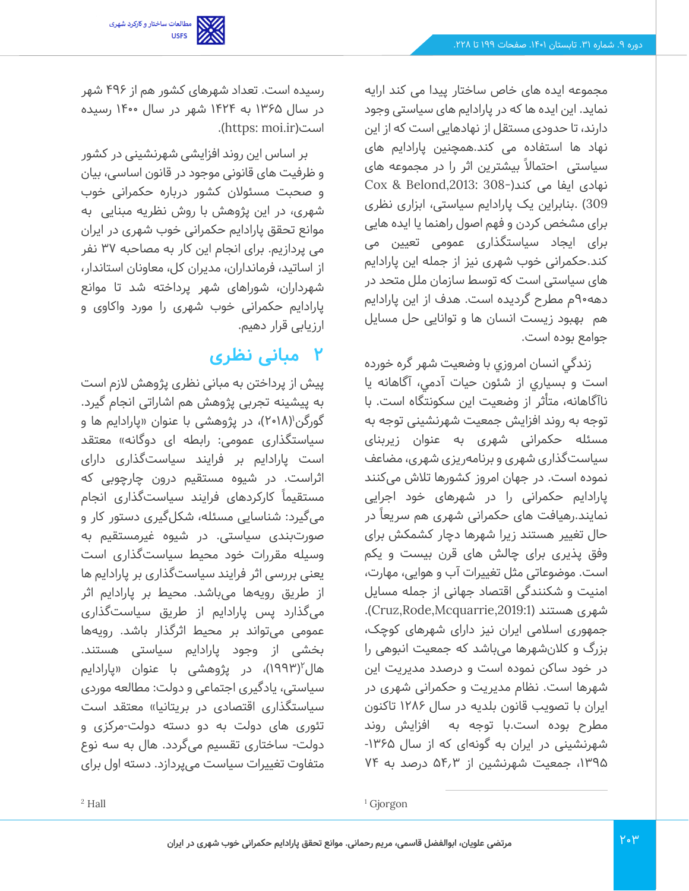مجموعه ایده های خاص ساختار پیدا می کند ارایه نماید. این ایده ها که در پارادایم های سیاستی وجود دارند، تا حدودی مستقل از نهادهایی است که از این نهاد ها استفاده می کند.همچنین پارادایم های سیاستی احتمالاً بیشترین اثر را در مجموعه های نهادی ایفا می کند(Cox & Belond,2013: 308-309) .بنابراین یک پارادایم سیاستی، ابزاری نظری برای مشخص کردن و فهم اصول راهنما یا ایده هایی برای ایجاد سیاستگذاری عمومی تعیین می کند.حکمرانی خوب شهری نیز از جمله این پارادایم های سیاستی است که توسط سازمان ملل متحد در دهه۹۰م مطرح گردیده است. هدف از این پارادایم هم بهبود زیست انسان ها و توانایی حل مسایل جوامع بوده است.

زندگي انسان امروزي با وضعيت شهر گره خورده است و بسياري از شئون حيات آدمي، آگاهانه يا ناآگاهانه، متأثر از وضعيت اين سكونتگاه است. با توجه به روند افزایش جمعیت شهرنشینی توجه به مسئله حکمرانی شهری به عنوان زیربنای سیاست‌گذاری شهری و برنامه‌ریزی شهری، مضاعف نموده است. در جهان امروز کشورها تلاش می‌کنند پارادایم حکمرانی را در شهرهای خود اجرایی نمایند.رهیافت های حکمرانی شهری هم سریعاً در حال تغییر هستند زیرا شهرها دچار کشمکش برای وفق پذیری برای چالش های قرن بیست و یکم است. موضوعاتی مثل تغییرات آب و هوایی، مهارت، امنیت و شکنندگی اقتصاد جهانی از جمله مسایل شهری هستند (Cruz,Rode,Mcquarrie,2019:1). جمهوری اسلامی ایران نیز دارای شهرهای کوچک، بزرگ و کلان‌شهرها می‌باشد که جمعیت انبوهی را در خود ساکن نموده است و درصدد مدیریت این شهرها است. نظام مدیریت و حکمرانی شهری در ایران با تصویب قانون بلدیه در سال ۱۲۸۶ تاکنون مطرح بوده است.با توجه به افزایش روند شهرنشینی در ایران به گونه‌ای که از سال ۱۳۶۵-۱۳۹۵، جمعیت شهرنشین از ۵۴٫۳ درصد به ۷۴ رسیده است. تعداد شهرهای کشور هم از ۴۹۶ شهر در سال ۱۳۶۵ به ۱۴۲۴ شهر در سال ۱۴۰۰ رسیده است(https: moi.ir).

بر اساس این روند افزایشی شهرنشینی در کشور و ظرفیت های قانونی موجود در قانون اساسی، بیان و صحبت مسئولان کشور درباره حکمرانی خوب شهری، در این پژوهش با روش نظریه مبنایی به موانع تحقق پارادایم حکمرانی خوب شهری در ایران می پردازیم. برای انجام این کار به مصاحبه ۳۷ نفر از اساتید، فرمانداران، مدیران کل، معاونان استاندار، شهرداران، شوراهای شهر پرداخته شد تا موانع پارادایم حکمرانی خوب شهری را مورد واکاوی و ارزیابی قرار دهیم.

## ۲ مبانی نظری

پیش از پرداختن به مبانی نظری پژوهش لازم است به پیشینه تجربی پژوهش هم اشاراتی انجام گیرد. گورگن[1](۲۰۱۸)، در پژوهشی با عنوان «پارادایم ها و سیاستگذاری عمومی: رابطه ای دوگانه» معتقد است پارادایم بر فرایند سیاستگذاری دارای اثراست. در شیوه مستقیم درون چارچوبی که مستقیماً کارکردهای فرایند سیاستگذاری انجام می‌گیرد: شناسایی مسئله، شکل‌گیری دستور کار و صورتبندی سیاستی. در شیوه غیرمستقیم به وسیله مقررات خود محیط سیاستگذاری است یعنی بررسی اثر فرایند سیاستگذاری بر پارادایم ها از طریق رویه‌ها می‌باشد. محیط بر پارادایم اثر می‌گذارد پس پارادایم از طریق سیاستگذاری عمومی می‌تواند بر محیط اثرگذار باشد. رویه‌ها بخشی از وجود پارادایم سیاستی هستند. هال[2](۱۹۹۳)، در پژوهشی با عنوان «پارادایم سیاستی، یادگیری اجتماعی و دولت: مطالعه موردی سیاستگذاری اقتصادی در بریتانیا» معتقد است تئوری های دولت به دو دسته دولت-مرکزی و دولت- ساختاری تقسیم می‌گردد. هال به سه نوع متفاوت تغییرات سیاست می‌پردازد. دسته اول برای

[1] Gjorgon

[2] Hall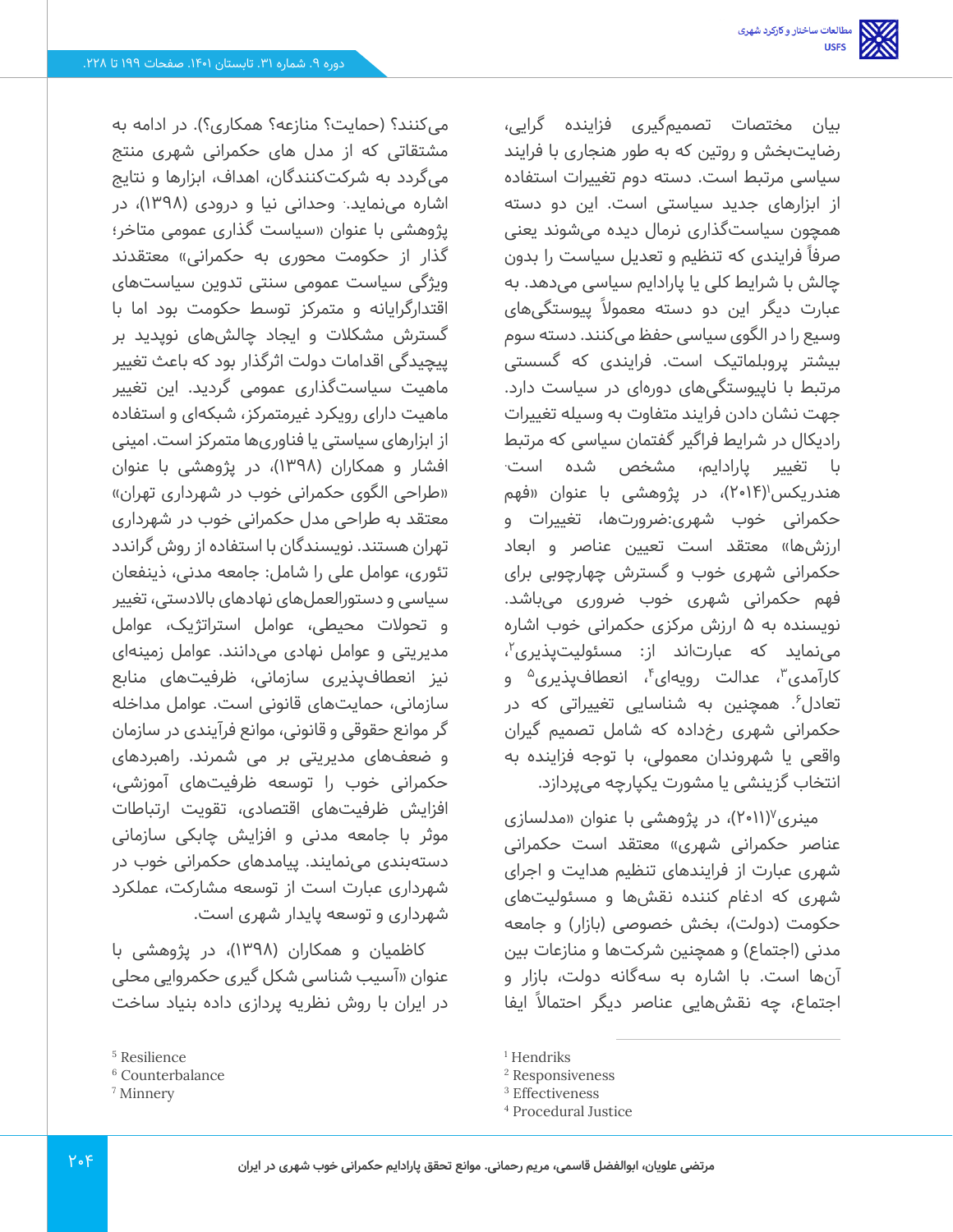بیان مختصات تصمیم‌گیری فزاینده گرایی، رضایت‌بخش و روتین که به طور هنجاری با فرایند سیاسی مرتبط است. دسته دوم تغییرات استفاده از ابزارهای جدید سیاستی است. این دو دسته همچون سیاست‌گذاری نرمال دیده می‌شوند یعنی صرفاً فرایندی که تنظیم و تعدیل سیاست را بدون چالش با شرایط کلی یا پارادایم سیاسی می‌دهد. به عبارت دیگر این دو دسته معمولاً پیوستگی‌های وسیع را در الگوی سیاسی حفظ می‌کنند. دسته سوم بیشتر پروبلماتیک است. فرایندی که گسستی مرتبط با ناپیوستگی‌های دوره‌ای در سیاست دارد. جهت نشان دادن فرایند متفاوت به وسیله تغییرات رادیکال در شرایط فراگیر گفتمان سیاسی که مرتبط با تغییر پارادایم، مشخص شده است. هندریکس[1](۲۰۱۴)، در پژوهشی با عنوان «فهم حکمرانی خوب شهری:ضرورت‌ها، تغییرات و ارزش‌ها» معتقد است تعیین عناصر و ابعاد حکمرانی شهری خوب و گسترش چارچوبی برای فهم حکمرانی شهری خوب ضروری می‌باشد. نویسنده به ۵ ارزش مرکزی حکمرانی خوب اشاره می‌نماید که عبارت‌اند از: مسئولیت‌پذیری[2]، کارآمدی[3]، عدالت رویه‌ای[4]، انعطاف‌پذیری[5] و تعادل[6]. همچنین به شناسایی تغییراتی که در حکمرانی شهری رخداده که شامل تصمیم گیران واقعی یا شهروندان معمولی، با توجه فزاینده به انتخاب گزینشی یا مشورت یکپارچه می‌پردازد.

مینری[7](۲۰۱۱)، در پژوهشی با عنوان «مدلسازی عناصر حکمرانی شهری» معتقد است حکمرانی شهری عبارت از فرایندهای تنظیم هدایت و اجرای شهری که ادغام کننده نقش‌ها و مسئولیت‌های حکومت (دولت)، بخش خصوصی (بازار) و جامعه مدنی (اجتماع) و همچنین شرکت‌ها و منازعات بین آن‌ها است. با اشاره به سه‌گانه دولت، بازار و اجتماع، چه نقش‌هایی عناصر دیگر احتمالاً ایفا می‌کنند؟ (حمایت؟ منازعه؟ همکاری؟). در ادامه به مشتقاتی که از مدل های حکمرانی شهری منتج می‌گردد به شرکت‌کنندگان، اهداف، ابزارها و نتایج اشاره می‌نماید. وحدانی نیا و درودی (۱۳۹۸)، در پژوهشی با عنوان «سیاست گذاری عمومی متاخر؛ گذار از حکومت محوری به حکمرانی» معتقدند ویژگی سیاست عمومی سنتی تدوین سیاست‌های اقتدارگرایانه و متمرکز توسط حکومت بود اما با گسترش مشکلات و ایجاد چالش‌های نوپدید بر پیچیدگی اقدامات دولت اثرگذار بود که باعث تغییر ماهیت سیاست‌گذاری عمومی گردید. این تغییر ماهیت دارای رویکرد غیرمتمرکز، شبکه‌ای و استفاده از ابزارهای سیاستی یا فناوری‌ها متمرکز است. امینی افشار و همکاران (۱۳۹۸)، در پژوهشی با عنوان «طراحی الگوی حکمرانی خوب در شهرداری تهران» معتقد به طراحی مدل حکمرانی خوب در شهرداری تهران هستند. نویسندگان با استفاده از روش گراندد تئوری، عوامل علی را شامل: جامعه مدنی، ذینفعان سیاسی و دستورالعمل‌های نهادهای بالادستی، تغییر و تحولات محیطی، عوامل استراتژیک، عوامل مدیریتی و عوامل نهادی می‌دانند. عوامل زمینه‌ای نیز انعطاف‌پذیری سازمانی، ظرفیت‌های منابع سازمانی، حمایت‌های قانونی است. عوامل مداخله گر موانع حقوقی و قانونی، موانع فرآیندی در سازمان و ضعف‌های مدیریتی بر می شمرند. راهبردهای حکمرانی خوب را توسعه ظرفیت‌های آموزشی، افزایش ظرفیت‌های اقتصادی، تقویت ارتباطات موثر با جامعه مدنی و افزایش چابکی سازمانی دسته‌بندی می‌نمایند. پیامدهای حکمرانی خوب در شهرداری عبارت است از توسعه مشارکت، عملکرد شهرداری و توسعه پایدار شهری است.

کاظمیان و همکاران (۱۳۹۸)، در پژوهشی با عنوان «آسیب شناسی شکل گیری حکمروایی محلی در ایران با روش نظریه پردازی داده بنیاد ساخت

---

[1] Hendriks
[2] Responsiveness
[3] Effectiveness
[4] Procedural Justice
[5] Resilience
[6] Counterbalance
[7] Minnery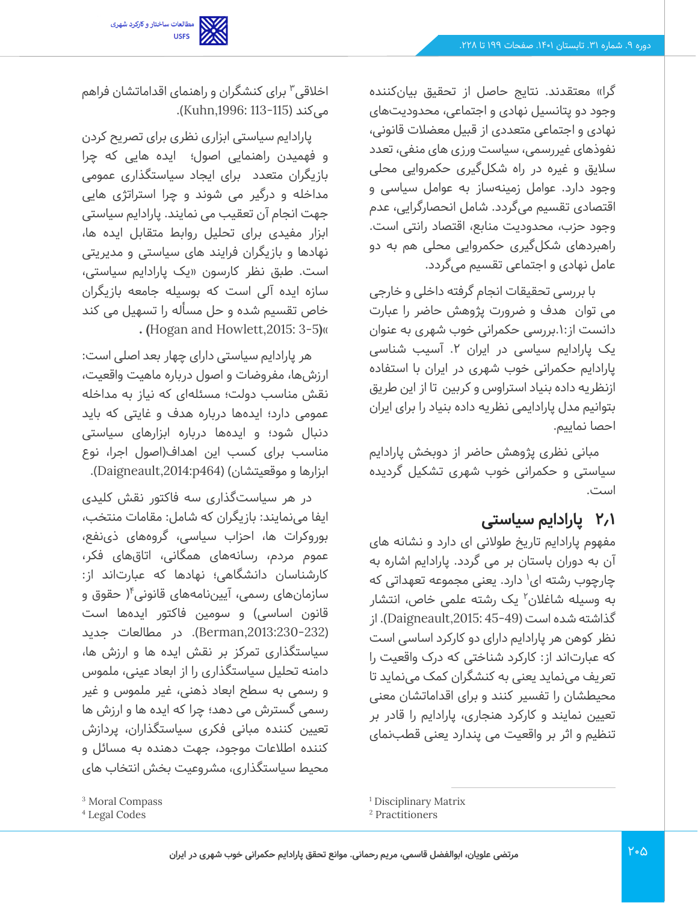گرا» معتقدند. نتایج حاصل از تحقیق بیان‌کننده وجود دو پتانسیل نهادی و اجتماعی، محدودیت‌های نهادی و اجتماعی متعددی از قبیل معضلات قانونی، نفوذهای غیررسمی، سیاست ورزی های منفی، تعدد سلایق و غیره در راه شکل‌گیری حکمروایی محلی وجود دارد. عوامل زمینه‌ساز به عوامل سیاسی و اقتصادی تقسیم می‌گردد. شامل انحصارگرایی، عدم وجود حزب، محدودیت منابع، اقتصاد رانتی است. راهبردهای شکل‌گیری حکمروایی محلی هم به دو عامل نهادی و اجتماعی تقسیم می‌گردد.

با بررسی تحقیقات انجام گرفته داخلی و خارجی می توان هدف و ضرورت پژوهش حاضر را عبارت دانست از:۱.بررسی حکمرانی خوب شهری به عنوان یک پارادایم سیاسی در ایران ۲. آسیب شناسی پارادایم حکمرانی خوب شهری در ایران با استفاده ازنظریه داده بنیاد استراوس و کربین تا از این طریق بتوانیم مدل پارادایمی نظریه داده بنیاد را برای ایران احصا نماییم.

مبانی نظری پژوهش حاضر از دوبخش پارادایم سیاستی و حکمرانی خوب شهری تشکیل گردیده است.

## ۲٫۱ پارادایم سیاستی

مفهوم پارادایم تاریخ طولانی ای دارد و نشانه های آن به دوران باستان بر می گردد. پارادایم اشاره به چارچوب رشته ای[1] دارد. یعنی مجموعه تعهداتی که به وسیله شاغلان[2] یک رشته علمی خاص، انتشار گذاشته شده است (Daigneault,2015: 45-49). از نظر کوهن هر پارادایم دارای دو کارکرد اساسی است که عبارت‌اند از: کارکرد شناختی که درک واقعیت را تعریف می‌نماید یعنی به کنشگران کمک می‌نماید تا محیطشان را تفسیر کنند و برای اقداماتشان معنی تعیین نمایند و کارکرد هنجاری، پارادایم را قادر بر تنظیم و اثر بر واقعیت می پندارد یعنی قطب‌نمای اخلاقی[3] برای کنشگران و راهنمای اقداماتشان فراهم می‌کند (Kuhn,1996: 113-115).

پارادایم سیاستی ابزاری نظری برای تصریح کردن و فهمیدن راهنمایی اصول؛ ایده هایی که چرا بازیگران متعدد برای ایجاد سیاستگذاری عمومی مداخله و درگیر می شوند و چرا استراتژی هایی جهت انجام آن تعقیب می نمایند. پارادایم سیاستی ابزار مفیدی برای تحلیل روابط متقابل ایده ها، نهادها و بازیگران فرایند های سیاستی و مدیریتی است. طبق نظر کارسون «یک پارادایم سیاستی، سازه ایده آلی است که بوسیله جامعه بازیگران خاص تقسیم شده و حل مسأله را تسهیل می کند **(Hogan and Howlett,2015: 3-5)**».

هر پارادایم سیاستی دارای چهار بعد اصلی است: ارزش‌ها، مفروضات و اصول درباره ماهیت واقعیت، نقش مناسب دولت؛ مسئله‌ای که نیاز به مداخله عمومی دارد؛ ایده‌ها درباره هدف و غایتی که باید دنبال شود؛ و ایده‌ها درباره ابزارهای سیاستی مناسب برای کسب این اهداف(اصول اجرا، نوع ابزارها و موقعیتشان) (Daigneault,2014:p464).

در هر سیاست‌گذاری سه فاکتور نقش کلیدی ایفا می‌نمایند: بازیگران که شامل: مقامات منتخب، بوروکرات ها، احزاب سیاسی، گروه‌های ذی‌نفع، عموم مردم، رسانه‌های همگانی، اتاق‌های فکر، کارشناسان دانشگاهی؛ نهادها که عبارت‌اند از: سازمان‌های رسمی، آیین‌نامه‌های قانونی[4]( حقوق و قانون اساسی) و سومین فاکتور ایده‌ها است (Berman,2013:230-232). در مطالعات جدید سیاستگذاری تمرکز بر نقش ایده ها و ارزش ها، دامنه تحلیل سیاستگذاری را از ابعاد عینی، ملموس و رسمی به سطح ابعاد ذهنی، غیر ملموس و غیر رسمی گسترش می دهد؛ چرا که ایده ها و ارزش ها تعیین کننده مبانی فکری سیاستگذاران، پردازش کننده اطلاعات موجود، جهت دهنده به مسائل و محیط سیاستگذاری، مشروعیت بخش انتخاب های

[1] Disciplinary Matrix
[2] Practitioners
[3] Moral Compass
[4] Legal Codes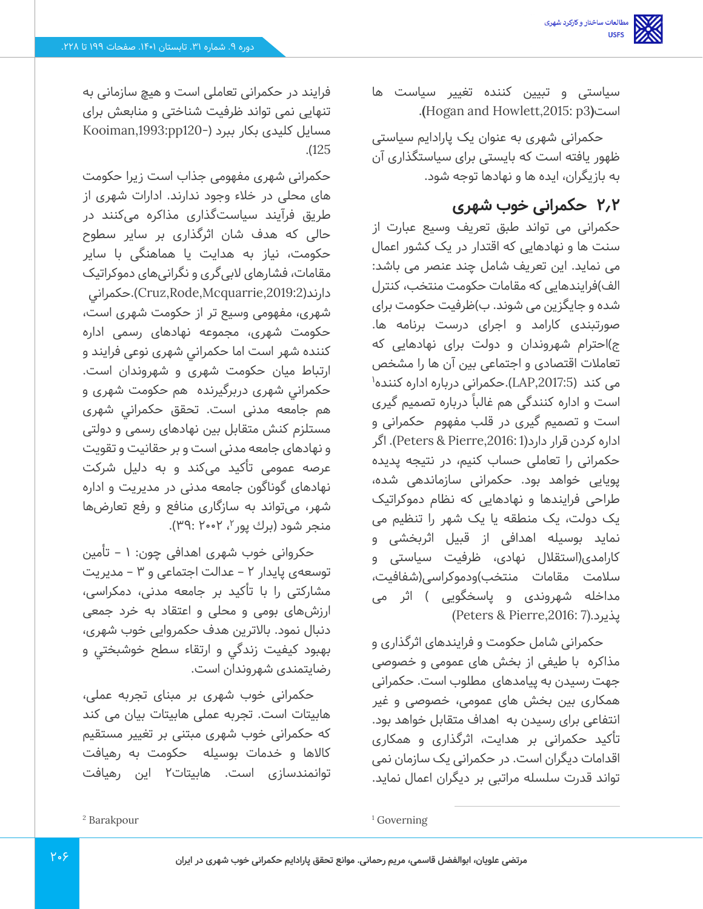سیاستی و تبیین کننده تغییر سیاست ها است(Hogan and Howlett,2015: p3).

حکمرانی شهری به عنوان یک پارادایم سیاستی ظهور یافته است که بایستی برای سیاستگذاری آن به بازیگران، ایده ها و نهادها توجه شود.

## ۲،۲ حکمرانی خوب شهری

حکمرانی می تواند طبق تعریف وسیع عبارت از سنت ها و نهادهایی که اقتدار در یک کشور اعمال می نماید. این تعریف شامل چند عنصر می باشد: الف)فرایندهایی که مقامات حکومت منتخب، کنترل شده و جایگزین می شوند. ب)ظرفیت حکومت برای صورتبندی کارامد و اجرای درست برنامه ها. ج)احترام شهروندان و دولت برای نهادهایی که تعاملات اقتصادی و اجتماعی بین آن ها را مشخص می کند (LAP,2017:5).حکمرانی درباره اداره کننده[1] است و اداره کنندگی هم غالباً درباره تصمیم گیری است و تصمیم گیری در قلب مفهوم حکمرانی و اداره کردن قرار دارد(Peters & Pierre,2016: 1). اگر حکمرانی را تعاملی حساب کنیم، در نتیجه پدیده پویایی خواهد بود. حکمرانی سازماندهی شده، طراحی فرایندها و نهادهایی که نظام دموکراتیک یک دولت، یک منطقه یا یک شهر را تنظیم می نماید بوسیله اهدافی از قبیل اثربخشی و کارامدی(استقلال نهادی، ظرفیت سیاستی و سلامت مقامات منتخب)ودموکراسی(شفافیت، مداخله شهروندی و پاسخگویی ) اثر می پذیرد.(Peters & Pierre,2016: 7)

حکمرانی شامل حکومت و فرایندهای اثرگذاری و مذاکره با طیفی از بخش های عمومی و خصوصی جهت رسیدن به پیامدهای مطلوب است. حکمرانی همکاری بین بخش های عمومی، خصوصی و غیر انتفاعی برای رسیدن به اهداف متقابل خواهد بود. تأکید حکمرانی بر هدایت، اثرگذاری و همکاری اقدامات دیگران است. در حکمرانی یک سازمان نمی تواند قدرت سلسله مراتبی بر دیگران اعمال نماید. فرایند در حکمرانی تعاملی است و هیچ سازمانی به تنهایی نمی تواند ظرفیت شناختی و منابعش برای مسایل کلیدی بکار ببرد (Kooiman,1993:pp120-125).

حکمرانی شهری مفهومی جذاب است زیرا حکومت های محلی در خلاء وجود ندارند. ادارات شهری از طریق فرآیند سیاست‌گذاری مذاکره می‌کنند در حالی که هدف شان اثرگذاری بر سایر سطوح حکومت، نیاز به هدایت یا هماهنگی با سایر مقامات، فشارهای لابی‌گری و نگرانی‌های دموکراتیک دارند(Cruz,Rode,Mcquarrie,2019:2).حکمراني شهری، مفهومی وسیع تر از حکومت شهری است، حکومت شهری، مجموعه نهادهای رسمی اداره کننده شهر است اما حکمراني شهری نوعی فرایند و ارتباط میان حکومت شهری و شهروندان است. حکمراني شهری دربرگیرنده هم حکومت شهری و هم جامعه مدنی است. تحقق حکمراني شهری مستلزم کنش متقابل بین نهادهای رسمی و دولتی و نهادهای جامعه مدنی است و بر حقانیت و تقویت عرصه عمومی تأکید می‌کند و به دلیل شرکت نهادهای گوناگون جامعه مدنی در مدیریت و اداره شهر، می‌تواند به سازگاری منافع و رفع تعارض‌ها منجر شود (برك پور[2]، ۲۰۰۲ :۳۹).

حکروانی خوب شهری اهدافی چون: ۱ - تأمین توسعه‌ی پایدار ۲ - عدالت اجتماعی و ۳ - مدیریت مشارکتی را با تأکید بر جامعه مدنی، دمکراسی، ارزش‌های بومی و محلی و اعتقاد به خرد جمعی دنبال نمود. بالاترین هدف حکمروایی خوب شهری، بهبود کیفیت زندگي و ارتقاء سطح خوشبختي و رضایتمندی شهروندان است.

حکمرانی خوب شهری بر مبنای تجربه عملی، هابیتات است. تجربه عملی هابیتات بیان می کند که حکمرانی خوب شهری مبتنی بر تغییر مستقیم کالاها و خدمات بوسیله حکومت به رهیافت توانمندسازی است. هابیتات۲ این رهیافت

[1] Governing

[2] Barakpour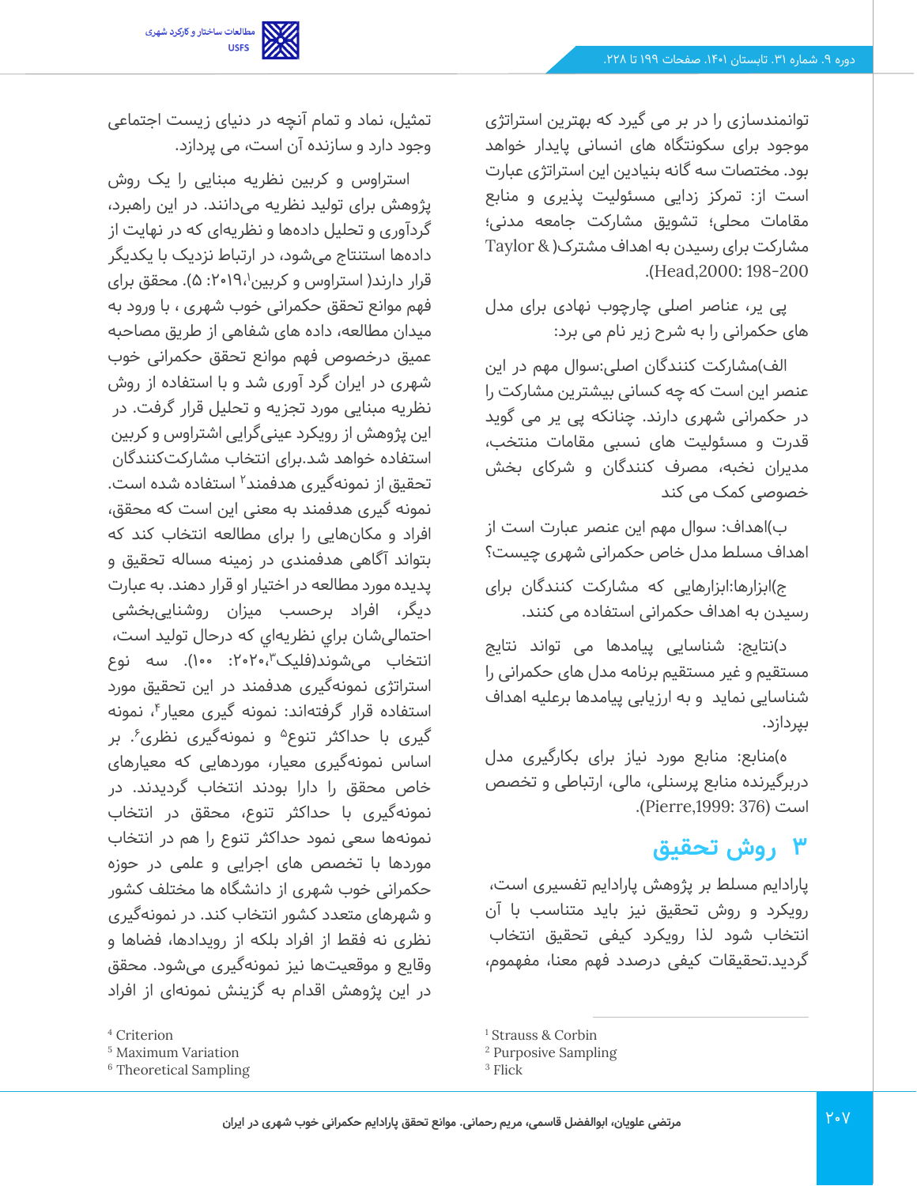توانمندسازی را در بر می گیرد که بهترین استراتژی موجود برای سکونتگاه های انسانی پایدار خواهد بود. مختصات سه گانه بنیادین این استراتژی عبارت است از: تمرکز زدایی مسئولیت پذیری و منابع مقامات محلی؛ تشویق مشارکت جامعه مدنی؛ مشارکت برای رسیدن به اهداف مشترک(Taylor & Head,2000: 198-200).

پی یر، عناصر اصلی چارچوب نهادی برای مدل های حکمرانی را به شرح زیر نام می برد:

الف)مشارکت کنندگان اصلی:سوال مهم در این عنصر این است که چه کسانی بیشترین مشارکت را در حکمرانی شهری دارند. چنانکه پی یر می گوید قدرت و مسئولیت های نسبی مقامات منتخب، مدیران نخبه، مصرف کنندگان و شرکای بخش خصوصی کمک می کند

ب)اهداف: سوال مهم این عنصر عبارت است از اهداف مسلط مدل خاص حکمرانی شهری چیست؟

ج)ابزارها:ابزارهایی که مشارکت کنندگان برای رسیدن به اهداف حکمرانی استفاده می کنند.

د)نتایج: شناسایی پیامدها می تواند نتایج مستقیم و غیر مستقیم برنامه مدل های حکمرانی را شناسایی نماید و به ارزیابی پیامدها برعلیه اهداف بپردازد.

ه)منابع: منابع مورد نیاز برای بکارگیری مدل دربرگیرنده منابع پرسنلی، مالی، ارتباطی و تخصص است (Pierre,1999: 376).

## ۳ روش تحقیق

پارادایم مسلط بر پژوهش پارادایم تفسیری است، رویکرد و روش تحقیق نیز باید متناسب با آن انتخاب شود لذا رویکرد کیفی تحقیق انتخاب گردید.تحقیقات کیفی درصدد فهم معنا، مفهوم، تمثیل، نماد و تمام آنچه در دنیای زیست اجتماعی وجود دارد و سازنده آن است، می پردازد.

استراوس و کربین نظریه مبنایی را یک روش پژوهش برای تولید نظریه می‌دانند. در این راهبرد، گردآوری و تحلیل داده‌ها و نظریه‌ای که در نهایت از داده‌ها استنتاج می‌شود، در ارتباط نزدیک با یکدیگر قرار دارند( استراوس و کربین[1]،۲۰۱۹: ۵). محقق برای فهم موانع تحقق حکمرانی خوب شهری ، با ورود به میدان مطالعه، داده های شفاهی از طریق مصاحبه عمیق درخصوص فهم موانع تحقق حکمرانی خوب شهری در ایران گرد آوری شد و با استفاده از روش نظریه مبنایی مورد تجزیه و تحلیل قرار گرفت. در این پژوهش از رویکرد عینی‌گرایی اشتراوس و کربین استفاده خواهد شد.برای انتخاب مشارکت‌کنندگان تحقیق از نمونه‌گیری هدفمند[2] استفاده شده است. نمونه گیری هدفمند به معنی این است که محقق، افراد و مکان‌هایی را برای مطالعه انتخاب کند که بتواند آگاهی هدفمندی در زمینه مساله تحقیق و پدیده مورد مطالعه در اختیار او قرار دهند. به عبارت ديگر، افراد برحسب ميزان روشنايی‌بخشی احتمالی‌شان براي نظريه‌اي كه درحال توليد است، انتخاب می‌شوند(فلیک[3]،۲۰۲۰: ۱۰۰). سه نوع استراتژی نمونه‌گیری هدفمند در این تحقیق مورد استفاده قرار گرفته‌اند: نمونه گیری معیار[4]، نمونه گیری با حداکثر تنوع[5] و نمونه‌گیری نظری[6]. بر اساس نمونه‌گیری معیار، موردهایی که معیارهای خاص محقق را دارا بودند انتخاب گردیدند. در نمونه‌گیری با حداکثر تنوع، محقق در انتخاب نمونه‌ها سعی نمود حداکثر تنوع را هم در انتخاب موردها با تخصص های اجرایی و علمی در حوزه حکمرانی خوب شهری از دانشگاه ها مختلف کشور و شهرهای متعدد کشور انتخاب کند. در نمونه‌گیری نظری نه فقط از افراد بلکه از رویدادها، فضاها و وقایع و موقعیت‌ها نیز نمونه‌گیری می‌شود. محقق در این پژوهش اقدام به گزینش نمونه‌ای از افراد

---

[1] Strauss & Corbin
[2] Purposive Sampling
[3] Flick
[4] Criterion
[5] Maximum Variation
[6] Theoretical Sampling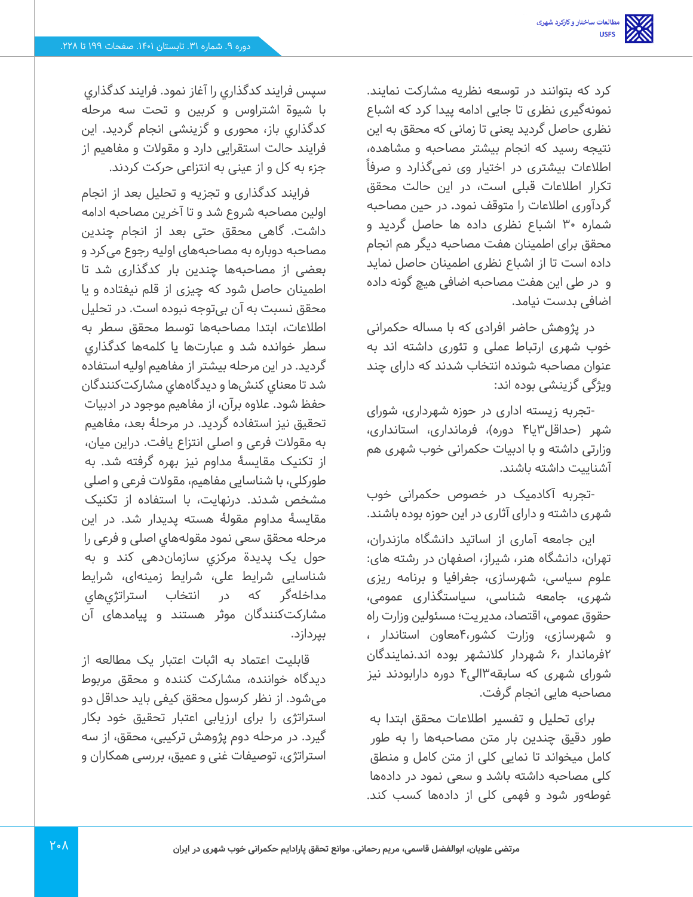کرد که بتوانند در توسعه نظریه مشارکت نمایند. نمونه‌گیری نظری تا جایی ادامه پیدا کرد که اشباع نظری حاصل گردید یعنی تا زمانی که محقق به این نتیجه رسید که انجام بیشتر مصاحبه و مشاهده، اطلاعات بیشتری در اختیار وی نمی‌گذارد و صرفاً تکرار اطلاعات قبلی است، در این حالت محقق گردآوری اطلاعات را متوقف نمود. در حین مصاحبه شماره ۳۰ اشباع نظری داده ها حاصل گردید و محقق برای اطمینان هفت مصاحبه دیگر هم انجام داده است تا از اشباع نظری اطمینان حاصل نماید و در طی این هفت مصاحبه اضافی هیچ گونه داده اضافی بدست نیامد.

در پژوهش حاضر افرادی که با مساله حکمرانی خوب شهری ارتباط عملی و تئوری داشته اند به عنوان مصاحبه شونده انتخاب شدند که دارای چند ویژگی گزینشی بوده اند:

-تجربه زیسته اداری در حوزه شهرداری، شورای شهر (حداقل۳یا۴ دوره)، فرمانداری، استانداری، وزارتی داشته و با ادبیات حکمرانی خوب شهری هم آشنایت داشته باشند.

-تجربه آکادمیک در خصوص حکمرانی خوب شهری داشته و دارای آثاری در این حوزه بوده باشند.

این جامعه آماری از اساتید دانشگاه مازندران، تهران، دانشگاه هنر، شیراز، اصفهان در رشته های: علوم سیاسی، شهرسازی، جغرافیا و برنامه ریزی شهری، جامعه شناسی، سیاستگذاری عمومی، حقوق عمومی، اقتصاد، مدیریت؛ مسئولین وزارت راه و شهرسازی، وزارت کشور،۴معاون استاندار ، ۲فرماندار ،۶ شهردار کلانشهر بوده اند.نمایندگان شورای شهری که سابقه۳الی۴ دوره دارابودند نیز مصاحبه هایی انجام گرفت.

برای تحلیل و تفسیر اطلاعات محقق ابتدا به طور دقیق چندین بار متن مصاحبه‌ها را به طور کامل میخواند تا نمایی کلی از متن کامل و منطق کلی مصاحبه داشته باشد و سعی نمود در داده‌ها غوطه‌ور شود و فهمی کلی از داده‌ها کسب کند.

سپس فرایند کدگذاري را آغاز نمود. فرایند کدگذاري با شیوۀ اشتراوس و کربین و تحت سه مرحله کدگذاري باز، محوری و گزینشی انجام گردید. این فرایند حالت استقرایی دارد و مقولات و مفاهیم از جزء به کل و از عینی به انتزاعی حرکت کردند.

فرایند کدگذاری و تجزیه و تحلیل بعد از انجام اولین مصاحبه شروع شد و تا آخرین مصاحبه ادامه داشت. گاهی محقق حتی بعد از انجام چندین مصاحبه دوباره به مصاحبه‌های اولیه رجوع می‌کرد و بعضی از مصاحبه‌ها چندین بار کدگذاری شد تا اطمینان حاصل شود که چیزی از قلم نیفتاده و یا محقق نسبت به آن بی‌توجه نبوده است. در تحلیل اطلاعات، ابتدا مصاحبه‌ها توسط محقق سطر به سطر خوانده شد و عبارت‌ها یا کلمه‌ها کدگذاري گردید. در این مرحله بیشتر از مفاهیم اولیه استفاده شد تا معناي کنش‌ها و دیدگاه‌هاي مشارکت‌کنندگان حفظ شود. علاوه برآن، از مفاهیم موجود در ادبیات تحقیق نیز استفاده گردید. در مرحلۀ بعد، مفاهیم به مقولات فرعی و اصلی انتزاع یافت. دراین میان، از تکنیک مقایسۀ مداوم نیز بهره گرفته شد. به طورکلی، با شناسایی مفاهیم، مقولات فرعی و اصلی مشخص شدند. درنهایت، با استفاده از تکنیک مقایسۀ مداوم مقولۀ هسته پدیدار شد. در این مرحله محقق سعی نمود مقوله‌هاي اصلی و فرعی را حول یک پدیدۀ مرکزي سازمان‌دهی کند و به شناسایی شرایط علی، شرایط زمینه‌ای، شرایط مداخله‌گر که در انتخاب استراتژي‌هاي مشارکت‌کنندگان موثر هستند و پیامدهای آن بپردازد.

قابلیت اعتماد به اثبات اعتبار یک مطالعه از دیدگاه خواننده، مشارکت کننده و محقق مربوط می‌شود. از نظر کرسول محقق کیفی باید حداقل دو استراتژی را برای ارزیابی اعتبار تحقیق خود بکار گیرد. در مرحله دوم پژوهش ترکیبی، محقق، از سه استراتژی، توصیفات غنی و عمیق، بررسی همکاران و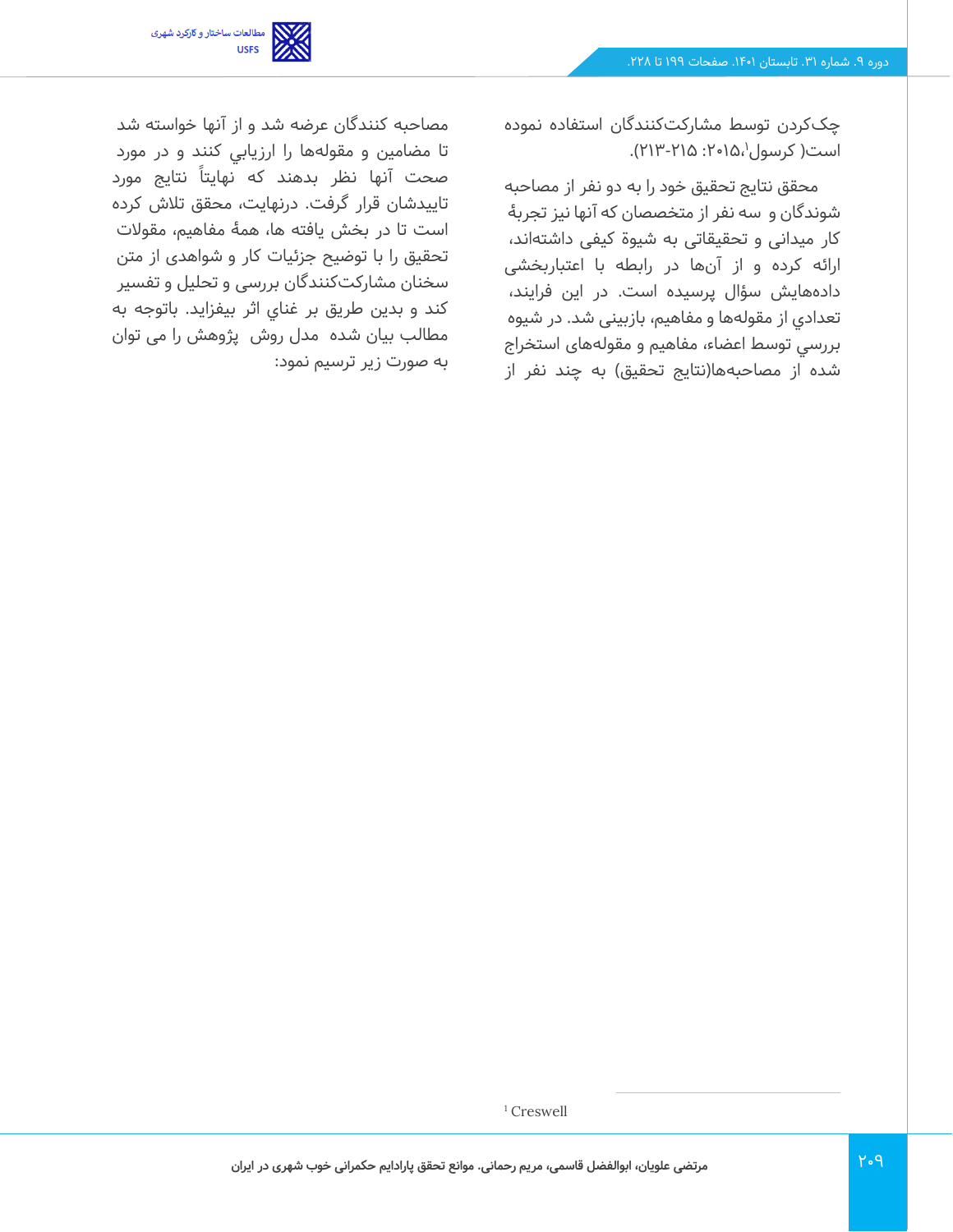چک‌کردن توسط مشارکت‌کنندگان استفاده نموده است( کرسول[1]،۲۰۱۵: ۲۱۵-۲۱۳).

محقق نتایج تحقیق خود را به دو نفر از مصاحبه شوندگان و سه نفر از متخصصان که آنها نیز تجربهٔ کار میدانی و تحقیقاتی به شیوهٔ کیفی داشته‌اند، ارائه کرده و از آن‌ها در رابطه با اعتباربخشی داده‌هایش سؤال پرسیده است. در این فرایند، تعدادي از مقوله‌ها و مفاهیم، بازبینی شد. در شیوه بررسي توسط اعضاء، مفاهیم و مقوله‌های استخراج شده از مصاحبه‌ها(نتایج تحقیق) به چند نفر از مصاحبه کنندگان عرضه شد و از آنها خواسته شد تا مضامین و مقوله‌ها را ارزیابي کنند و در مورد صحت آنها نظر بدهند که نهایتاً نتایج مورد تاییدشان قرار گرفت. درنهایت، محقق تلاش کرده است تا در بخش یافته ها، همهٔ مفاهیم، مقولات تحقیق را با توضیح جزئیات کار و شواهدی از متن سخنان مشارکت‌کنندگان بررسی و تحلیل و تفسیر کند و بدین طریق بر غناي اثر بیفزاید. باتوجه به مطالب بیان شده مدل روش پژوهش را می توان به صورت زیر ترسیم نمود:

---

[1] Creswell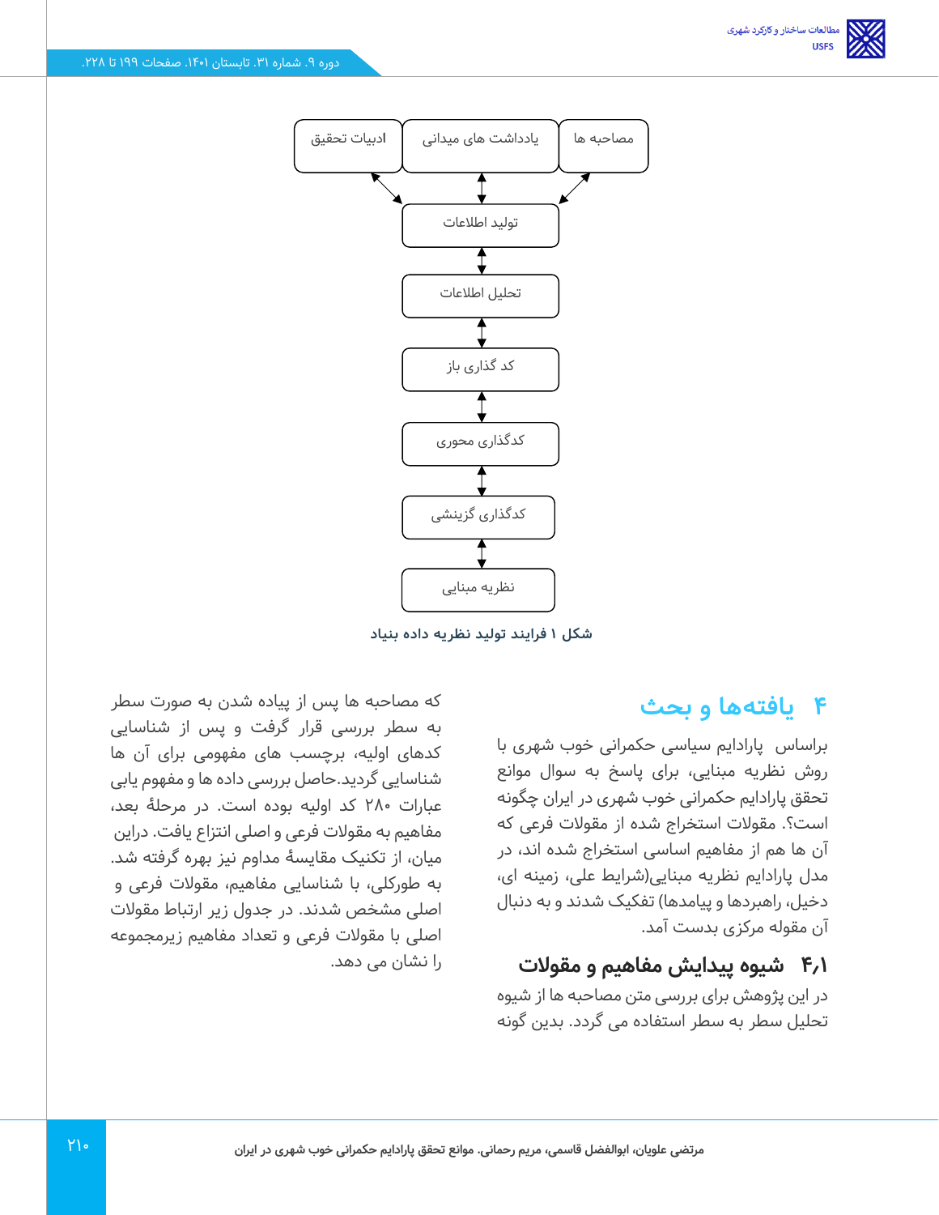ادبیات تحقیق | یادداشت های میدانی | مصاحبه ها

↓

تولید اطلاعات

↓

تحلیل اطلاعات

↓

کد گذاری باز

↓

کدگذاری محوری

↓

کدگذاری گزینشی

↓

نظریه مبنایی

شکل ۱ فرایند تولید نظریه داده بنیاد

## ۴ یافته‌ها و بحث

براساس پارادایم سیاسی حکمرانی خوب شهری با روش نظریه مبنایی، برای پاسخ به سوال موانع تحقق پارادایم حکمرانی خوب شهری در ایران چگونه است؟. مقولات استخراج شده از مقولات فرعی که آن ها هم از مفاهیم اساسی استخراج شده اند، در مدل پارادایم نظریه مبنایی(شرایط علی، زمینه ای، دخیل، راهبردها و پیامدها) تفکیک شدند و به دنبال آن مقوله مرکزی بدست آمد.

### ۴٫۱ شیوه پیدایش مفاهیم و مقولات

در این پژوهش برای بررسی متن مصاحبه ها از شیوه تحلیل سطر به سطر استفاده می گردد. بدین گونه که مصاحبه ها پس از پیاده شدن به صورت سطر به سطر بررسی قرار گرفت و پس از شناسایی کدهای اولیه، برچسب های مفهومی برای آن ها شناسایی گردید.حاصل بررسی داده ها و مفهوم یابی عبارات ۲۸۰ کد اولیه بوده است. در مرحلهٔ بعد، مفاهیم به مقولات فرعی و اصلی انتزاع یافت. دراین میان، از تکنیک مقایسهٔ مداوم نیز بهره گرفته شد. به طورکلی، با شناسایی مفاهیم، مقولات فرعی و اصلی مشخص شدند. در جدول زیر ارتباط مقولات اصلی با مقولات فرعی و تعداد مفاهیم زیرمجموعه را نشان می دهد.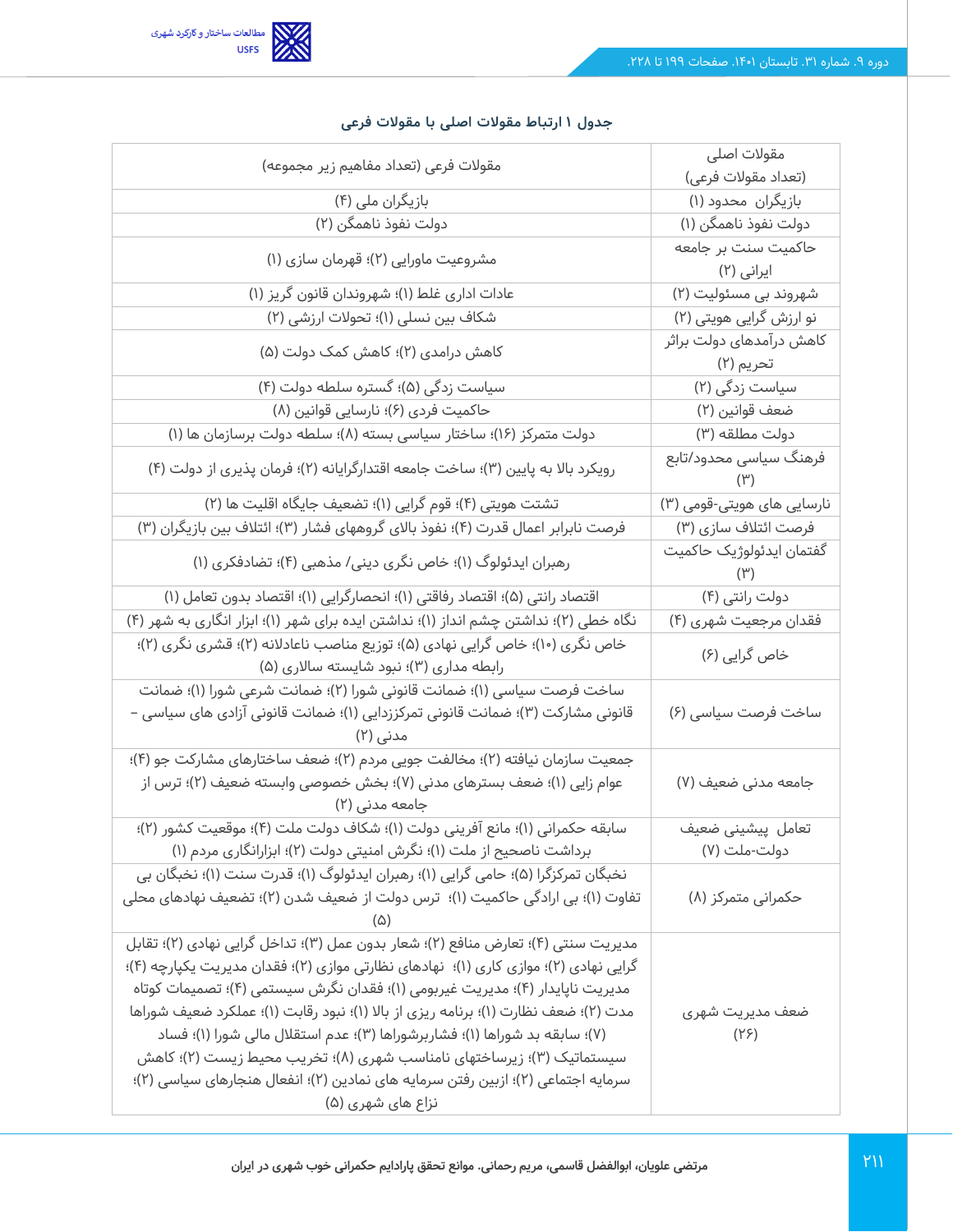**جدول ۱ ارتباط مقولات اصلی با مقولات فرعی**

| مقولات اصلی (تعداد مقولات فرعی) | مقولات فرعی (تعداد مفاهیم زیر مجموعه) |
| --- | --- |
| بازیگران محدود (۱) | بازیگران ملی (۴) |
| دولت نفوذ ناهمگن (۱) | دولت نفوذ ناهمگن (۲) |
| حاکمیت سنت بر جامعه ایرانی (۲) | مشروعیت ماورایی (۲)؛ قهرمان سازی (۱) |
| شهروند بی مسئولیت (۲) | عادات اداری غلط (۱)؛ شهروندان قانون گریز (۱) |
| نو ارزش گرایی هویتی (۲) | شکاف بین نسلی (۱)؛ تحولات ارزشی (۲) |
| کاهش درآمدهای دولت براثر تحریم (۲) | کاهش درامدی (۲)؛ کاهش کمک دولت (۵) |
| سیاست زدگی (۲) | سیاست زدگی (۵)؛ گستره سلطه دولت (۴) |
| ضعف قوانین (۲) | حاکمیت فردی (۶)؛ نارسایی قوانین (۸) |
| دولت مطلقه (۳) | دولت متمرکز (۱۶)؛ ساختار سیاسی بسته (۸)؛ سلطه دولت برسازمان ها (۱) |
| فرهنگ سیاسی محدود/تابع (۳) | رویکرد بالا به پایین (۳)؛ ساخت جامعه اقتدارگرایانه (۲)؛ فرمان پذیری از دولت (۴) |
| نارسایی های هویتی-قومی (۳) | تشتت هویتی (۴)؛ قوم گرایی (۱)؛ تضعیف جایگاه اقلیت ها (۲) |
| فرصت ائتلاف سازی (۳) | فرصت نابرابر اعمال قدرت (۴)؛ نفوذ بالای گروههای فشار (۳)؛ ائتلاف بین بازیگران (۳) |
| گفتمان ایدئولوژیک حاکمیت (۳) | رهبران ایدئولوگ (۱)؛ خاص نگری دینی/ مذهبی (۴)؛ تضادفکری (۱) |
| دولت رانتی (۴) | اقتصاد رانتی (۵)؛ اقتصاد رفاقتی (۱)؛ انحصارگرایی (۱)؛ اقتصاد بدون تعامل (۱) |
| فقدان مرجعیت شهری (۴) | نگاه خطی (۲)؛ نداشتن چشم انداز (۱)؛ نداشتن ایده برای شهر (۱)؛ ابزار انگاری به شهر (۴) |
| خاص گرایی (۶) | خاص نگری (۱۰)؛ خاص گرایی نهادی (۵)؛ توزیع مناصب ناعادلانه (۲)؛ قشری نگری (۲)؛ رابطه مداری (۳)؛ نبود شایسته سالاری (۵) |
| ساخت فرصت سیاسی (۶) | ساخت فرصت سیاسی (۱)؛ ضمانت قانونی شورا (۲)؛ ضمانت شرعی شورا (۱)؛ ضمانت قانونی مشارکت (۳)؛ ضمانت قانونی تمرززدایی (۱)؛ ضمانت قانونی آزادی های سیاسی – مدنی (۲) |
| جامعه مدنی ضعیف (۷) | جمعیت سازمان نیافته (۲)؛ مخالفت جویی مردم (۲)؛ ضعف ساختارهای مشارکت جو (۴)؛ عوام زایی (۱)؛ ضعف بسترهای مدنی (۷)؛ بخش خصوصی وابسته ضعیف (۲)؛ ترس از جامعه مدنی (۲) |
| تعامل پیشینی ضعیف دولت-ملت (۷) | سابقه حکمرانی (۱)؛ مانع آفرینی دولت (۱)؛ شکاف دولت ملت (۴)؛ موقعیت کشور (۲)؛ برداشت ناصحیح از ملت (۱)؛ نگرش امنیتی دولت (۲)؛ ابزارانگاری مردم (۱) |
| حکمرانی متمرکز (۸) | نخبگان تمرکزگرا (۵)؛ حامی گرایی (۱)؛ رهبران ایدئولوگ (۱)؛ قدرت سنت (۱)؛ نخبگان بی تفاوت (۱)؛ بی ارادگی حاکمیت (۱)؛ ترس دولت از ضعیف شدن (۱)؛ تضعیف نهادهای محلی (۵) |
| ضعف مدیریت شهری (۲۶) | مدیریت سنتی (۴)؛ تعارض منافع (۲)؛ شعار بدون عمل (۳)؛ تداخل گرایی نهادی (۲)؛ تقابل گرایی نهادی (۲)؛ موازی کاری (۱)؛ نهادهای نظارتی موازی (۲)؛ فقدان مدیریت یکپارچه (۴)؛ مدیریت ناپایدار (۴)؛ مدیریت غیربومی (۱)؛ فقدان نگرش سیستمی (۴)؛ تصمیمات کوتاه مدت (۲)؛ ضعف نظارت (۱)؛ برنامه ریزی از بالا (۱)؛ نبود رقابت (۱)؛ عملکرد ضعیف شوراها (۷)؛ سابقه بد شوراها (۱)؛ فشاربرشوراها (۳)؛ عدم استقلال مالی شورا (۱)؛ فساد سیستماتیک (۳)؛ زیرساختهای نامناسب شهری (۸)؛ تخریب محیط زیست (۲)؛ کاهش سرمایه اجتماعی (۲)؛ ازبین رفتن سرمایه های نمادین (۲)؛ انفعال هنجارهای سیاسی (۲)؛ نزاع های شهری (۵) |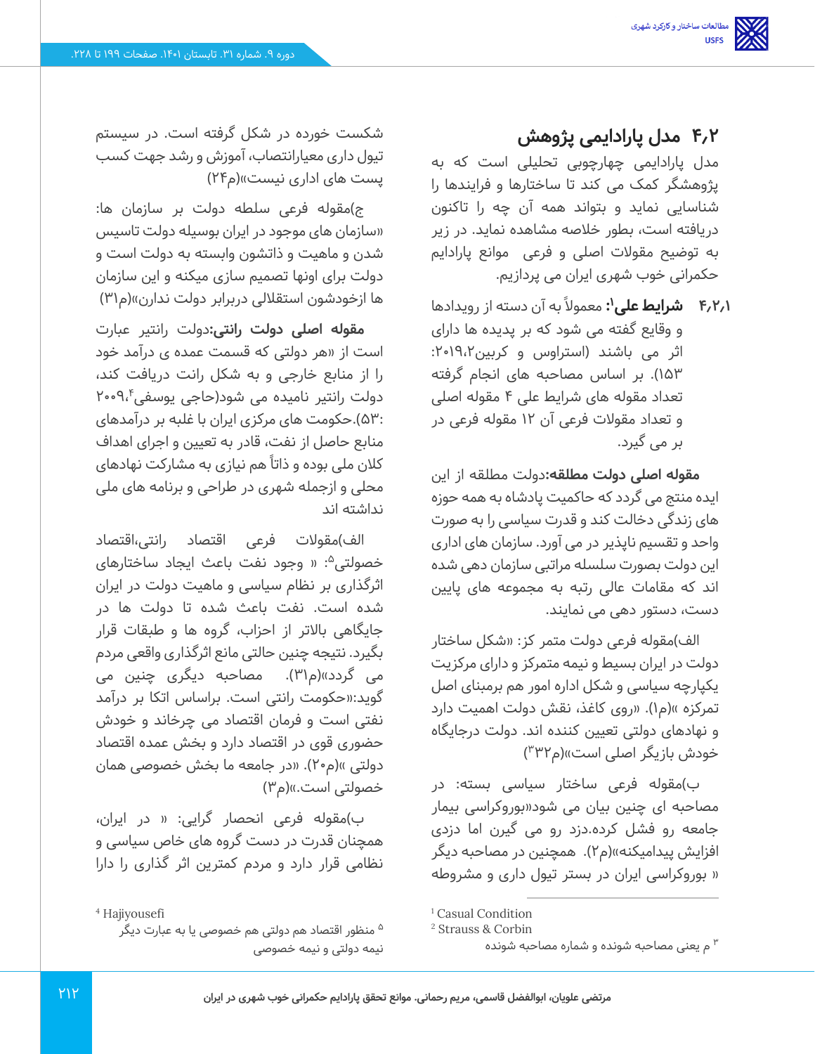## ۴،۲ مدل پارادایمی پژوهش

مدل پارادایمی چهارچوبی تحلیلی است که به پژوهشگر کمک می کند تا ساختارها و فرایندها را شناسایی نماید و بتواند همه آن چه را تاکنون دریافته است، بطور خلاصه مشاهده نماید. در زیر به توضیح مقولات اصلی و فرعی موانع پارادایم حکمرانی خوب شهری ایران می پردازیم.

۴،۲،۱ **شرایط علی**[1]: معمولاً به آن دسته از رویدادها و وقایع گفته می شود که بر پدیده ها دارای اثر می باشند (استراوس و کربین[2]،۲۰۱۹: ۱۵۳). بر اساس مصاحبه های انجام گرفته تعداد مقوله های شرایط علی ۴ مقوله اصلی و تعداد مقولات فرعی آن ۱۲ مقوله فرعی در بر می گیرد.

**مقوله اصلی دولت مطلقه:** دولت مطلقه از این ایده منتج می گردد که حاکمیت پادشاه به همه حوزه های زندگی دخالت کند و قدرت سیاسی را به صورت واحد و تقسیم ناپذیر در می آورد. سازمان های اداری این دولت بصورت سلسله مراتبی سازمان دهی شده اند که مقامات عالی رتبه به مجموعه های پایین دست، دستور دهی می نمایند.

الف)مقوله فرعی دولت متمر کز: «شکل ساختار دولت در ایران بسیط و نیمه متمرکز و دارای مرکزیت یکپارچه سیاسی و شکل اداره امور هم برمبنای اصل تمرکزه »(م۱). «روی کاغذ، نقش دولت اهمیت دارد و نهادهای دولتی تعیین کننده اند. دولت درجایگاه خودش بازیگر اصلی است»(م۳۲[3])

ب)مقوله فرعی ساختار سیاسی بسته: در مصاحبه ای چنین بیان می شود«بوروکراسی بیمار جامعه رو فشل کرده.دزد رو می گیرن اما دزدی افزایش پیدامیکنه»(م۲). همچنین در مصاحبه دیگر « بوروکراسی ایران در بستر تیول داری و مشروطه شکست خورده در شکل گرفته است. در سیستم تیول داری معیارانتصاب، آموزش و رشد جهت کسب پست های اداری نیست»(م۲۴)

ج)مقوله فرعی سلطه دولت بر سازمان ها: «سازمان های موجود در ایران بوسیله دولت تاسیس شدن و ماهیت و ذاتشون وابسته به دولت است و دولت برای اونها تصمیم سازی میکنه و این سازمان ها ازخودشون استقلالی دربرابر دولت ندارن»(م۳۱)

**مقوله اصلی دولت رانتی:** دولت رانتیر عبارت است از «هر دولتی که قسمت عمده ی درآمد خود را از منابع خارجی و به شکل رانت دریافت کند، دولت رانتیر نامیده می شود(حاجی یوسفی[4]،۲۰۰۹ :۵۳).حکومت های مرکزی ایران با غلبه بر درآمدهای منابع حاصل از نفت، قادر به تعیین و اجرای اهداف کلان ملی بوده و ذاتاً هم نیازی به مشارکت نهادهای محلی و ازجمله شهری در طراحی و برنامه های ملی نداشته اند

الف)مقولات فرعی اقتصاد رانتی،اقتصاد خصولتی[5]: « وجود نفت باعث ایجاد ساختارهای اثرگذاری بر نظام سیاسی و ماهیت دولت در ایران شده است. نفت باعث شده تا دولت ها در جایگاهی بالاتر از احزاب، گروه ها و طبقات قرار بگیرد. نتیجه چنین حالتی مانع اثرگذاری واقعی مردم می گردد»(م۳۱). مصاحبه دیگری چنین می گوید:«حکومت رانتی است. براساس اتکا بر درآمد نفتی است و فرمان اقتصاد می چرخاند و خودش حضوری قوی در اقتصاد دارد و بخش عمده اقتصاد دولتی »(م۲۰). «در جامعه ما بخش خصوصی همان خصولتی است.»(م۳)

ب)مقوله فرعی انحصار گرایی: « در ایران، همچنان قدرت در دست گروه های خاص سیاسی و نظامی قرار دارد و مردم کمترین اثر گذاری را دارا

---

[1] Casual Condition

[2] Strauss & Corbin

[3] م یعنی مصاحبه شونده و شماره مصاحبه شونده

[4] Hajiyousefi

[5] منظور اقتصاد هم دولتی هم خصوصی یا به عبارت دیگر نیمه دولتی و نیمه خصوصی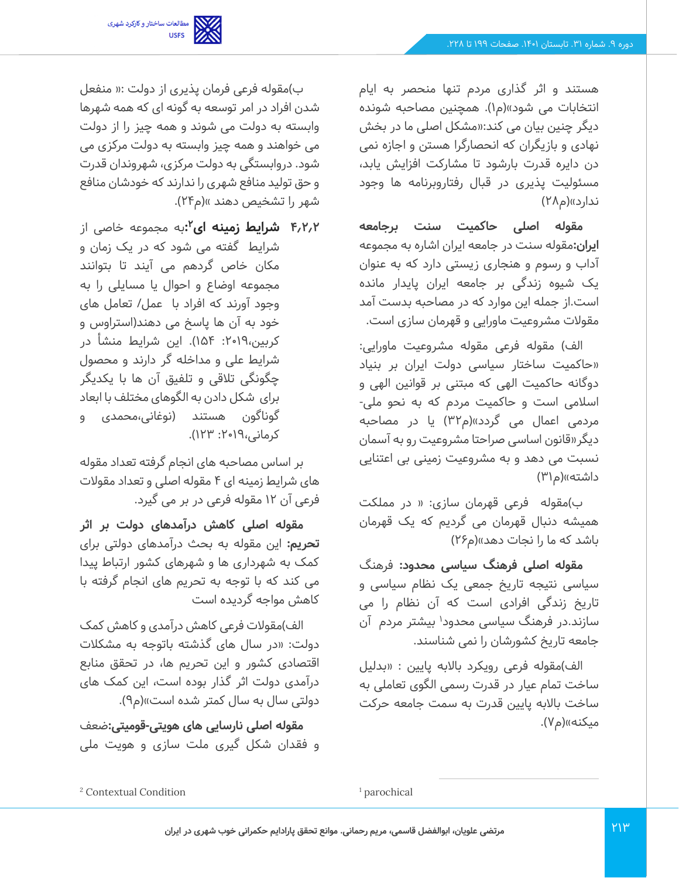هستند و اثر گذاری مردم تنها منحصر به ایام انتخابات می شود»(م۱). همچنین مصاحبه شونده دیگر چنین بیان می کند:«مشکل اصلی ما در بخش نهادی و بازیگران که انحصارگرا هستن و اجازه نمی دن دایره قدرت بارشود تا مشارکت افزایش یابد، مسئولیت پذیری در قبال رفتاروبرنامه ها وجود ندارد»(م۲۸)

**مقوله اصلی حاکمیت سنت برجامعه ایران:**مقوله سنت در جامعه ایران اشاره به مجموعه آداب و رسوم و هنجاری زیستی دارد که به عنوان یک شیوه زندگی بر جامعه ایران پایدار مانده است.از جمله این موارد که در مصاحبه بدست آمد مقولات مشروعیت ماورایی و قهرمان سازی است.

الف) مقوله فرعی مقوله مشروعیت ماورایی: «حاکمیت ساختار سیاسی دولت ایران بر بنیاد دوگانه حاکمیت الهی که مبتنی بر قوانین الهی و اسلامی است و حاکمیت مردم که به نحو ملی-مردمی اعمال می گردد»(م۳۲) یا در مصاحبه دیگر«قانون اساسی صراحتا مشروعیت رو به آسمان نسبت می دهد و به مشروعیت زمینی بی اعتنایی داشته»(م۳۱)

ب)مقوله فرعی قهرمان سازی: « در مملکت همیشه دنبال قهرمان می گردیم که یک قهرمان باشد که ما را نجات دهد»(م۲۶)

**مقوله اصلی فرهنگ سیاسی محدود:** فرهنگ سیاسی نتیجه تاریخ جمعی یک نظام سیاسی و تاریخ زندگی افرادی است که آن نظام را می سازند.در فرهنگ سیاسی محدود[1] بیشتر مردم آن جامعه تاریخ کشورشان را نمی شناسند.

الف)مقوله فرعی رویکرد بالابه پایین : «بدلیل ساخت تمام عیار در قدرت رسمی الگوی تعاملی به ساخت بالابه پایین قدرت به سمت جامعه حرکت میکنه»(م۷).

ب)مقوله فرعی فرمان پذیری از دولت :« منفعل شدن افراد در امر توسعه به گونه ای که همه شهرها وابسته به دولت می شوند و همه چیز را از دولت می خواهند و همه چیز وابسته به دولت مرکزی می شود. دروابستگی به دولت مرکزی، شهروندان قدرت و حق تولید منافع شهری را ندارند که خودشان منافع شهر را تشخیص دهند »(م۲۴).

**۴،۲،۲ شرایط زمینه ای[2]:**به مجموعه خاصی از شرایط گفته می شود که در یک زمان و مکان خاص گردهم می آیند تا بتوانند مجموعه اوضاع و احوال یا مسایلی را به وجود آورند که افراد با عمل/ تعامل های خود به آن ها پاسخ می دهند(استراوس و کربین،۲۰۱۹: ۱۵۴). این شرایط منشأ در شرایط علی و مداخله گر دارند و محصول چگونگی تلاقی و تلفیق آن ها با یکدیگر برای شکل دادن به الگوهای مختلف با ابعاد گوناگون هستند (نوغانی،محمدی و کرمانی،۲۰۱۹: ۱۲۳).

بر اساس مصاحبه های انجام گرفته تعداد مقوله های شرایط زمینه ای ۴ مقوله اصلی و تعداد مقولات فرعی آن ۱۲ مقوله فرعی در بر می گیرد.

**مقوله اصلی کاهش درآمدهای دولت بر اثر تحریم:** این مقوله به بحث درآمدهای دولتی برای کمک به شهرداری ها و شهرهای کشور ارتباط پیدا می کند که با توجه به تحریم های انجام گرفته با کاهش مواجه گردیده است

الف)مقولات فرعی کاهش درآمدی و کاهش کمک دولت: «در سال های گذشته باتوجه به مشکلات اقتصادی کشور و این تحریم ها، در تحقق منابع درآمدی دولت اثر گذار بوده است، این کمک های دولتی سال به سال کمتر شده است»(م۹).

**مقوله اصلی نارسایی های هویتی-قومیتی:**ضعف و فقدان شکل گیری ملت سازی و هویت ملی

---

[1] parochical

[2] Contextual Condition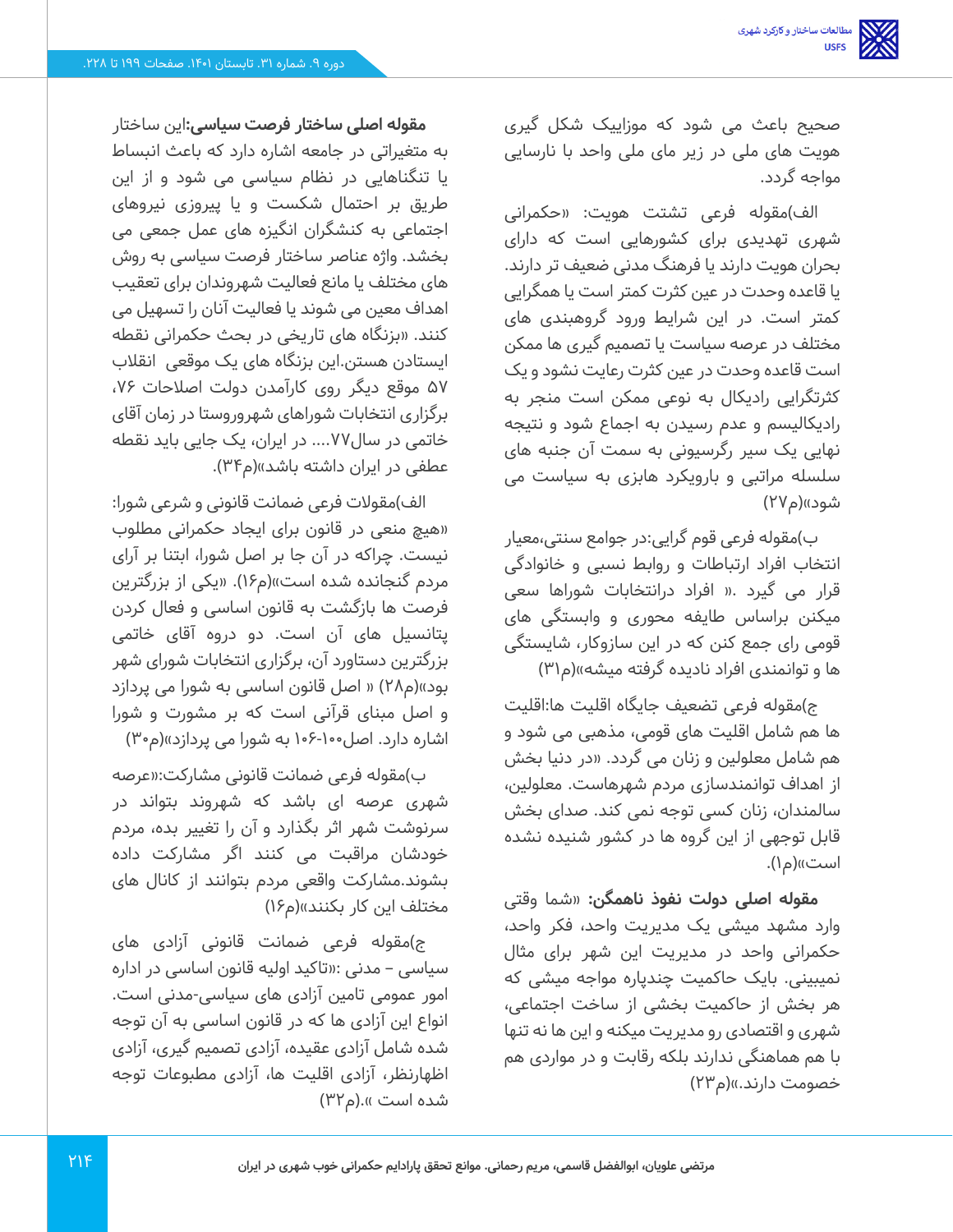صحیح باعث می شود که موزاییک شکل گیری هویت های ملی در زیر مای ملی واحد با نارسایی مواجه گردد.

الف)مقوله فرعی تشتت هویت: «حکمرانی شهری تهدیدی برای کشورهایی است که دارای بحران هویت دارند یا فرهنگ مدنی ضعیف تر دارند. یا قاعده وحدت در عین کثرت کمتر است یا همگرایی کمتر است. در این شرایط ورود گروهبندی های مختلف در عرصه سیاست یا تصمیم گیری ها ممکن است قاعده وحدت در عین کثرت رعایت نشود و یک کثرتگرایی رادیکال به نوعی ممکن است منجر به رادیکالیسم و عدم رسیدن به اجماع شود و نتیجه نهایی یک سیر رگرسیونی به سمت آن جنبه های سلسله مراتبی و بارویکرد هابزی به سیاست می شود»(م۲۷)

ب)مقوله فرعی قوم گرایی:در جوامع سنتی،معیار انتخاب افراد ارتباطات و روابط نسبی و خانوادگی قرار می گیرد. « افراد درانتخابات شوراها سعی میکنن براساس طایفه محوری و وابستگی های قومی رای جمع کنن که در این سازوکار، شایستگی ها و توانمندی افراد نادیده گرفته میشه»(م۳۱)

ج)مقوله فرعی تضعیف جایگاه اقلیت ها:اقلیت ها هم شامل اقلیت های قومی، مذهبی می شود و هم شامل معلولین و زنان می گردد. «در دنیا بخش از اهداف توانمندسازی مردم شهرهاست. معلولین، سالمندان، زنان کسی توجه نمی کند. صدای بخش قابل توجهی از این گروه ها در کشور شنیده نشده است»(م۱).

**مقوله اصلی دولت نفوذ ناهمگن:** «شما وقتی وارد مشهد میشی یک مدیریت واحد، فکر واحد، حکمرانی واحد در مدیریت این شهر برای مثال نمیبینی. بایک حاکمیت چندپاره مواجه میشی که هر بخش از حاکمیت بخشی از ساختار اجتماعی، شهری و اقتصادی رو مدیریت میکنه و این ها نه تنها با هم هماهنگی ندارند بلکه رقابت و در مواردی هم خصومت دارند.»(م۲۳)

**مقوله اصلی ساختار فرصت سیاسی:**این ساختار به متغیراتی در جامعه اشاره دارد که باعث انبساط یا تنگناهایی در نظام سیاسی می شود و از این طریق بر احتمال شکست و یا پیروزی نیروهای اجتماعی به کنشگران انگیزه های عمل جمعی می بخشد. واژه عناصر ساختار فرصت سیاسی به روش های مختلف یا مانع فعالیت شهروندان برای تعقیب اهداف معین می شوند یا فعالیت آنان را تسهیل می کنند. «بزنگاه های تاریخی در بحث حکمرانی نقطه ایستادن هستن.این بزنگاه های یک موقعی انقلاب ۵۷ موقع دیگر روی کارآمدن دولت اصلاحات ۷۶، برگزاری انتخابات شوراهای شهروروستا در زمان آقای خاتمی در سال۷۷.... در ایران، یک جایی باید نقطه عطفی در ایران داشته باشد»(م۳۴).

الف)مقولات فرعی ضمانت قانونی و شرعی شورا: «هیچ منعی در قانون برای ایجاد حکمرانی مطلوب نیست. چراکه در آن جا بر اصل شورا، ابتنا بر آرای مردم گنجانده شده است»(م۱۶). «یکی از بزرگترین فرصت ها بازگشت به قانون اساسی و فعال کردن پتانسیل های آن است. دو دوره آقای خاتمی بزرگترین دستاورد آن، برگزاری انتخابات شورای شهر بود»(م۲۸) « اصل قانون اساسی به شورا می پردازد و اصل مبنای قرآنی است که بر مشورت و شورا اشاره دارد. اصل۱۰۰-۱۰۶ به شورا می پردازد»(م۳۰)

ب)مقوله فرعی ضمانت قانونی مشارکت:«عرصه شهری عرصه ای باشد که شهروند بتواند در سرنوشت شهر اثر بگذارد و آن را تغییر بده، مردم خودشان مراقبت می کنند اگر مشارکت داده بشوند.مشارکت واقعی مردم بتوانند از کانال های مختلف این کار بکنند»(م۱۶)

ج)مقوله فرعی ضمانت قانونی آزادی های سیاسی – مدنی :«تاکید اولیه قانون اساسی در اداره امور عمومی تامین آزادی های سیاسی-مدنی است. انواع این آزادی ها که در قانون اساسی به آن توجه شده شامل آزادی عقیده، آزادی تصمیم گیری، آزادی اظهارنظر، آزادی اقلیت ها، آزادی مطبوعات توجه شده است ».(م۳۲)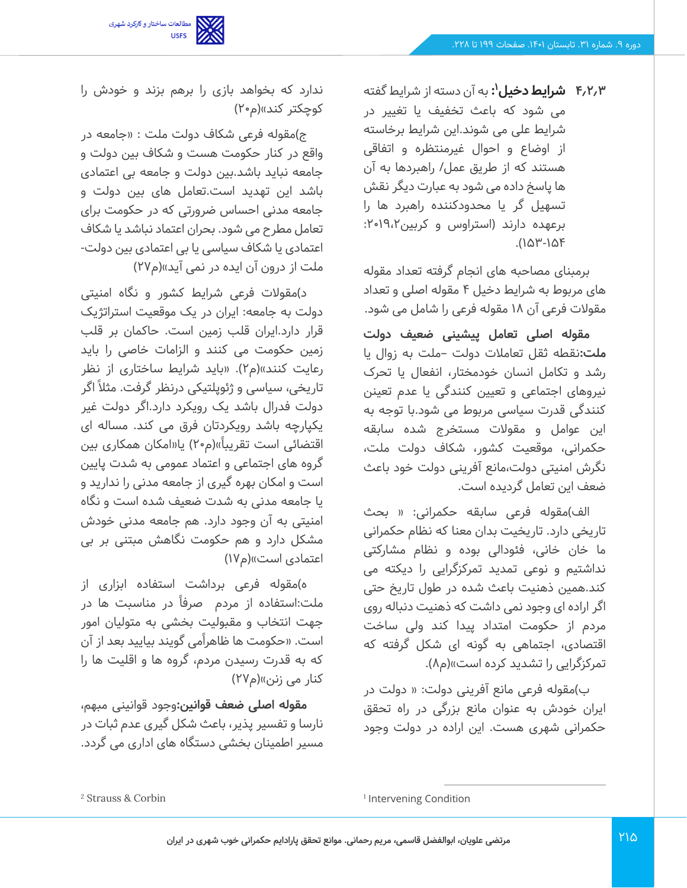**۴،۲،۳ شرایط دخیل[1]:** به آن دسته از شرایط گفته می شود که باعث تخفیف یا تغییر در شرایط علی می شوند.این شرایط برخاسته از اوضاع و احوال غیرمنتظره و اتفاقی هستند که از طریق عمل/ راهبردها به آن ها پاسخ داده می شود به عبارت دیگر نقش تسهیل گر یا محدودکننده راهبرد ها را برعهده دارند (استراوس و کربین[2]،۲۰۱۹: ۱۵۳-۱۵۴).

برمبنای مصاحبه های انجام گرفته تعداد مقوله های مربوط به شرایط دخیل ۴ مقوله اصلی و تعداد مقولات فرعی آن ۱۸ مقوله فرعی را شامل می شود.

**مقوله اصلی تعامل پیشینی ضعیف دولت ملت:**نقطه ثقل تعاملات دولت –ملت به زوال یا رشد و تکامل انسان خودمختار، انفعال یا تحرک نیروهای اجتماعی و تعیین کنندگی یا عدم تعینن کنندگی قدرت سیاسی مربوط می شود.با توجه به این عوامل و مقولات مستخرج شده سابقه حکمرانی، موقعیت کشور، شکاف دولت ملت، نگرش امنیتی دولت،مانع آفرینی دولت خود باعث ضعف این تعامل گردیده است.

الف)مقوله فرعی سابقه حکمرانی: « بحث تاریخی دارد. تاریخیت بدان معنا که نظام حکمرانی ما خان خانی، فئودالی بوده و نظام مشارکتی نداشتیم و نوعی تمدید تمرکزگرایی را دیکته می کند.همین ذهنیت باعث شده در طول تاریخ حتی اگر اراده ای وجود نمی داشت که ذهنیت دنباله روی مردم از حکومت امتداد پیدا کند ولی ساخت اقتصادی، اجتماعی به گونه ای شکل گرفته که تمرکزگرایی را تشدید کرده است»(م۸).

ب)مقوله فرعی مانع آفرینی دولت: « دولت در ایران خودش به عنوان مانع بزرگی در راه تحقق حکمرانی شهری هست. این اراده در دولت وجود ندارد که بخواهد بازی را برهم بزند و خودش را کوچکتر کند»(م۲۰)

ج)مقوله فرعی شکاف دولت ملت : «جامعه در واقع در کنار حکومت هست و شکاف بین دولت و جامعه نباید باشد.بین دولت و جامعه بی اعتمادی باشد این تهدید است.تعامل های بین دولت و جامعه مدنی احساس ضرورتی که در حکومت برای تعامل مطرح می شود. بحران اعتماد نباشد یا شکاف اعتمادی یا شکاف سیاسی یا بی اعتمادی بین دولت-ملت از درون آن ایده در نمی آید»(م۲۷)

د)مقولات فرعی شرایط کشور و نگاه امنیتی دولت به جامعه: ایران در یک موقعیت استراتژیک قرار دارد.ایران قلب زمین است. حاکمان بر قلب زمین حکومت می کنند و الزامات خاصی را باید رعایت کنند»(م۲). «باید شرایط ساختاری از نظر تاریخی، سیاسی و ژئوپلیتیکی درنظر گرفت. مثلاً اگر دولت فدرال باشد یک رویکرد دارد.اگر دولت غیر یکپارچه باشد رویکردتان فرق می کند. مساله ای اقتضائی است تقریباً»(م۲۰) یا«امکان همکاری بین گروه های اجتماعی و اعتماد عمومی به شدت پایین است و امکان بهره گیری از جامعه مدنی را ندارید و یا جامعه مدنی به شدت ضعیف شده است و نگاه امنیتی به آن وجود دارد. هم جامعه مدنی خودش مشکل دارد و هم حکومت نگاهش مبتنی بر بی اعتمادی است»(م۱۷)

ه)مقوله فرعی برداشت استفاده ابزاری از ملت:استفاده از مردم صرفاً در مناسبت ها در جهت انتخاب و مقبولیت بخشی به متولیان امور است. «حکومت ها ظاهراًمی گویند بیایید بعد از آن که به قدرت رسیدن مردم، گروه ها و اقلیت ها را کنار می زنن»(م۲۷)

**مقوله اصلی ضعف قوانین:**وجود قوانینی مبهم، نارسا و تفسیر پذیر، باعث شکل گیری عدم ثبات در مسیر اطمینان بخشی دستگاه های اداری می گردد.

---

[1] Intervening Condition

[2] Strauss & Corbin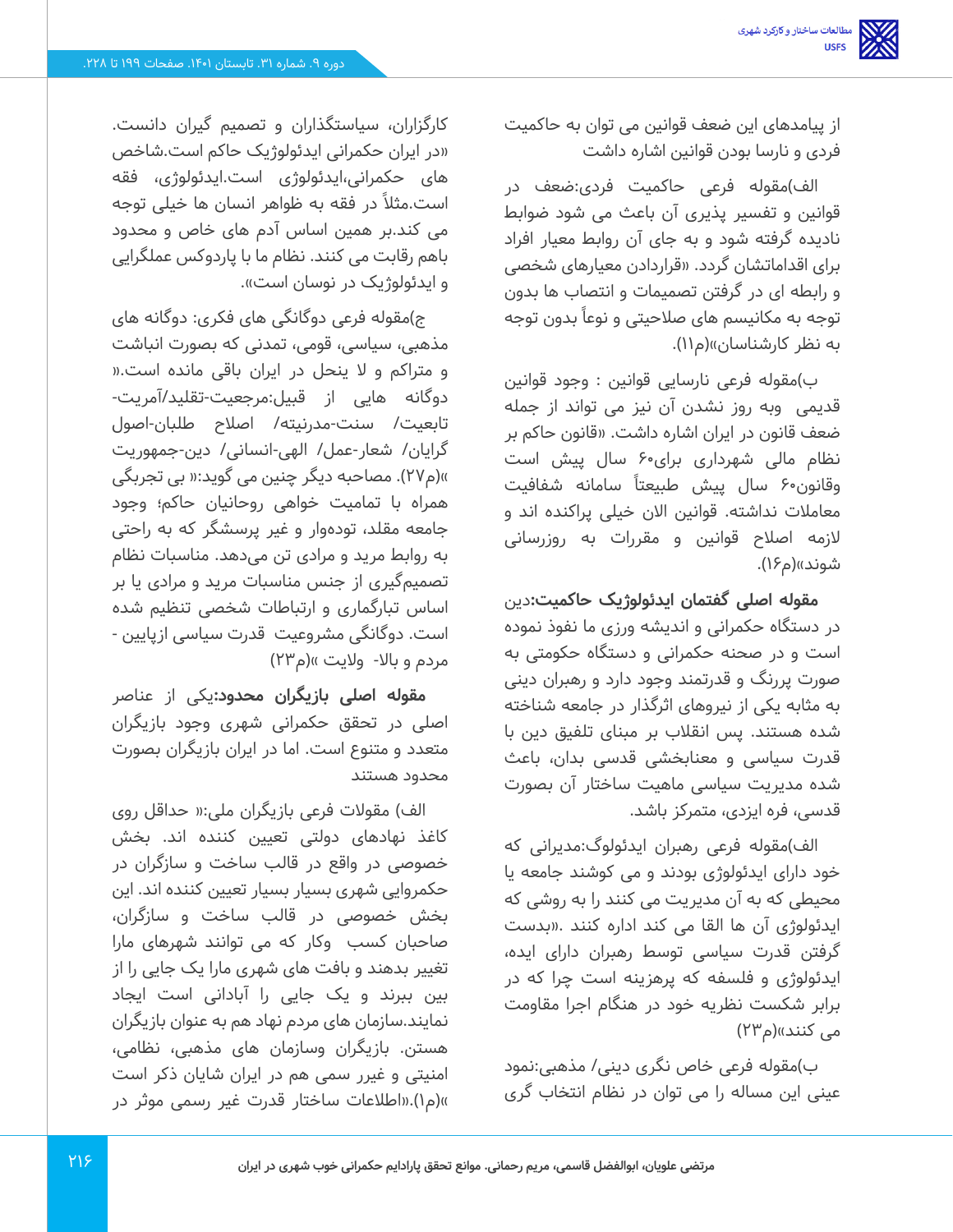از پیامدهای این ضعف قوانین می توان به حاکمیت فردی و نارسا بودن قوانین اشاره داشت

الف)مقوله فرعی حاکمیت فردی:ضعف در قوانین و تفسیر پذیری آن باعث می شود ضوابط نادیده گرفته شود و به جای آن روابط معیار افراد برای اقداماتشان گردد. «قراردادن معیارهای شخصی و رابطه ای در گرفتن تصمیمات و انتصاب ها بدون توجه به مکانیسم های صلاحیتی و نوعاً بدون توجه به نظر کارشناسان»(م۱۱).

ب)مقوله فرعی نارسایی قوانین : وجود قوانین قدیمی وبه روز نشدن آن نیز می تواند از جمله ضعف قانون در ایران اشاره داشت. «قانون حاکم بر نظام مالی شهرداری برای۶۰ سال پیش است وقانون۶۰ سال پیش طبیعتاً سامانه شفافیت معاملات نداشته. قوانین الان خیلی پراکنده اند و لازمه اصلاح قوانین و مقررات به روزرسانی شوند»(م۱۶).

**مقوله اصلی گفتمان ایدئولوژیک حاکمیت:**دین در دستگاه حکمرانی و اندیشه ورزی ما نفوذ نموده است و در صحنه حکمرانی و دستگاه حکومتی به صورت پررنگ و قدرتمند وجود دارد و رهبران دینی به مثابه یکی از نیروهای اثرگذار در جامعه شناخته شده هستند. پس انقلاب بر مبنای تلفیق دین با قدرت سیاسی و معنابخشی قدسی بدان، باعث شده مدیریت سیاسی ماهیت ساختار آن بصورت قدسی، فره ایزدی، متمرکز باشد.

الف)مقوله فرعی رهبران ایدئولوگ:مدیرانی که خود دارای ایدئولوژی بودند و می کوشند جامعه یا محیطی که به آن مدیریت می کنند را به روشی که ایدئولوژی آن ها القا می کند اداره کنند .«بدست گرفتن قدرت سیاسی توسط رهبران دارای ایده، ایدئولوژی و فلسفه که پرهزینه است چرا که در برابر شکست نظریه خود در هنگام اجرا مقاومت می کنند»(م۲۳)

ب)مقوله فرعی خاص نگری دینی/ مذهبی:نمود عینی این مساله را می توان در نظام انتخاب گری کارگزاران، سیاستگذاران و تصمیم گیران دانست. «در ایران حکمرانی ایدئولوژیک حاکم است.شاخص های حکمرانی،ایدئولوژی است.ایدئولوژی، فقه است.مثلاً در فقه به ظواهر انسان ها خیلی توجه می کند.بر همین اساس آدم های خاص و محدود باهم رقابت می کنند. نظام ما با پاردوکس عملگرایی و ایدئولوژیک در نوسان است».

ج)مقوله فرعی دوگانگی های فکری: دوگانه های مذهبی، سیاسی، قومی، تمدنی که بصورت انباشت و متراکم و لا ینحل در ایران باقی مانده است.« دوگانه هایی از قبیل:مرجعیت-تقلید/آمریت-تابعیت/ سنت-مدرنیته/ اصلاح طلبان-اصول گرایان/ شعار-عمل/ الهی-انسانی/ دین-جمهوریت »(م۲۷). مصاحبه دیگر چنین می گوید:« بی تجربگی همراه با تمامیت خواهی روحانیان حاکم؛ وجود جامعه مقلد، تودەوار و غیر پرسشگر که به راحتی به روابط مرید و مرادی تن می‌دهد. مناسبات نظام تصمیم‌گیری از جنس مناسبات مرید و مرادی یا بر اساس تبارگماری و ارتباطات شخصی تنظیم شده است. دوگانگی مشروعیت قدرت سیاسی ازپایین - مردم و بالا- ولایت »(م۲۳)

**مقوله اصلی بازیگران محدود:**یکی از عناصر اصلی در تحقق حکمرانی شهری وجود بازیگران متعدد و متنوع است. اما در ایران بازیگران بصورت محدود هستند

الف) مقولات فرعی بازیگران ملی:« حداقل روی کاغذ نهادهای دولتی تعیین کننده اند. بخش خصوصی در واقع در قالب ساخت و سازگران در حکمروایی شهری بسیار بسیار تعیین کننده اند. این بخش خصوصی در قالب ساخت و سازگران، صاحبان کسب وکار که می توانند شهرهای مارا تغییر بدهند و بافت های شهری مارا یک جایی را از بین ببرند و یک جایی را آبادانی است ایجاد نمایند.سازمان های مردم نهاد هم به عنوان بازیگران هستن. بازیگران وسازمان های مذهبی، نظامی، امنیتی و غیرر سمی هم در ایران شایان ذکر است »(م۱).«اطلاعات ساختار قدرت غیر رسمی موثر در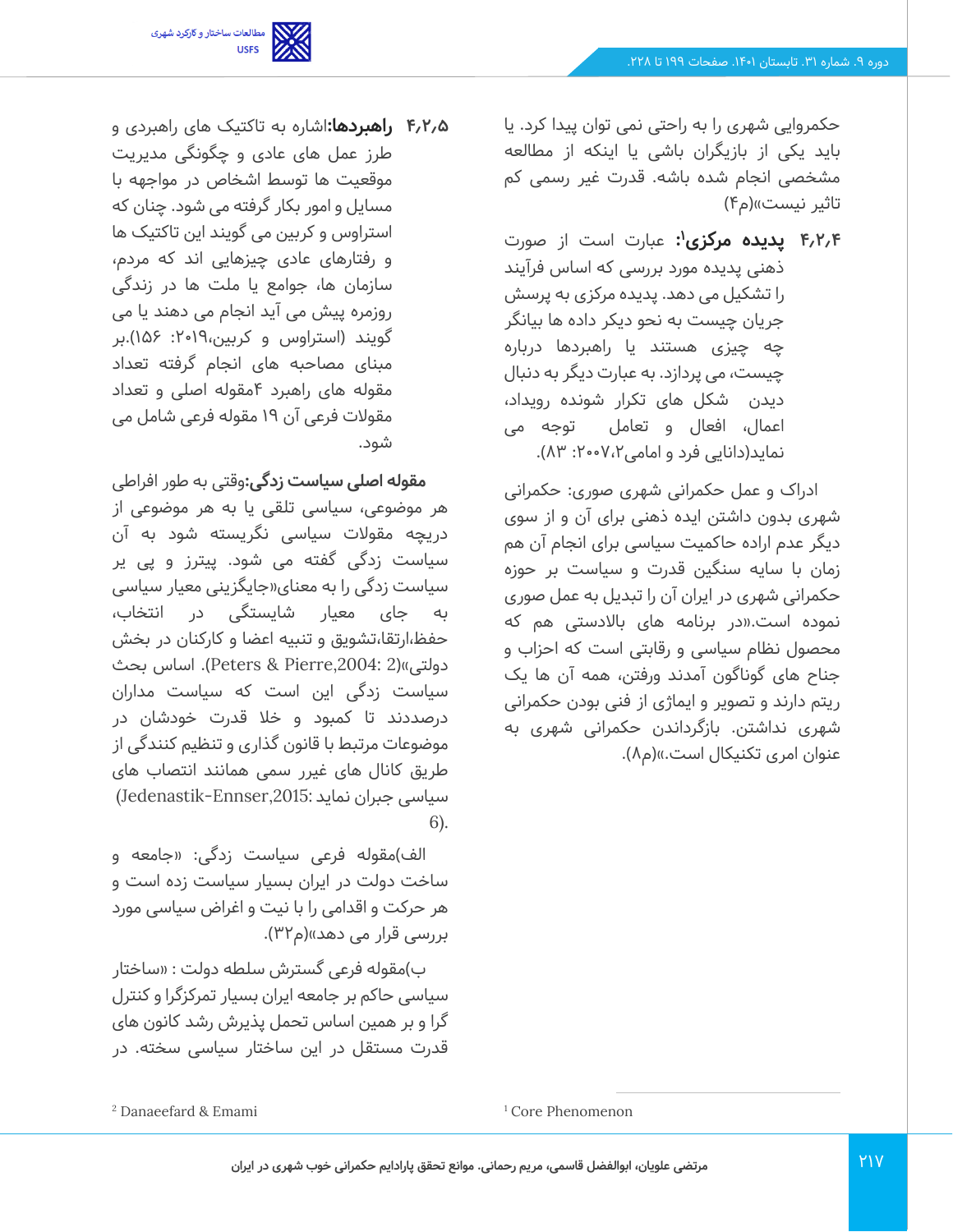حکمروایی شهری را به راحتی نمی توان پیدا کرد. یا باید یکی از بازیگران باشی یا اینکه از مطالعه مشخصی انجام شده باشه. قدرت غیر رسمی کم تاثیر نیست»(م۴)

**۴،۲،۴ پدیده مرکزی[1]:** عبارت است از صورت ذهنی پدیده مورد بررسی که اساس فرآیند را تشکیل می دهد. پدیده مرکزی به پرسش جریان چیست به نحو دیگر داده ها بیانگر چه چیزی هستند یا راهبردها درباره چیست، می پردازد. به عبارت دیگر به دنبال دیدن شکل های تکرار شونده رویداد، اعمال، افعال و تعامل توجه می نماید(دانایی فرد و امامی[2]،۲۰۰۷: ۸۳).

ادراک و عمل حکمرانی شهری صوری: حکمرانی شهری بدون داشتن ایده ذهنی برای آن و از سوی دیگر عدم اراده حاکمیت سیاسی برای انجام آن هم زمان با سایه سنگین قدرت و سیاست بر حوزه حکمرانی شهری در ایران آن را تبدیل به عمل صوری نموده است.«در برنامه های بالادستی هم که محصول نظام سیاسی و رقابتی است که احزاب و جناح های گوناگون آمدند ورفتن، همه آن ها یک ریتم دارند و تصویر و ایماژی از فنی بودن حکمرانی شهری نداشتن. بازگرداندن حکمرانی شهری به عنوان امری تکنیکال است.»(م۸).

**۴،۲،۵ راهبردها:**اشاره به تاکتیک های راهبردی و طرز عمل های عادی و چگونگی مدیریت موقعیت ها توسط اشخاص در مواجهه با مسایل و امور بکار گرفته می شود. چنان که استراوس و کربین می گویند این تاکتیک ها و رفتارهای عادی چیزهایی اند که مردم، سازمان ها، جوامع یا ملت ها در زندگی روزمره پیش می آید انجام می دهند یا می گویند (استراوس و کربین،۲۰۱۹: ۱۵۶).بر مبنای مصاحبه های انجام گرفته تعداد مقوله های راهبرد ۴مقوله اصلی و تعداد مقولات فرعی آن ۱۹ مقوله فرعی شامل می شود.

**مقوله اصلی سیاست زدگی:**وقتی به طور افراطی هر موضوعی، سیاسی تلقی یا به هر موضوعی از دریچه مقولات سیاسی نگریسته شود به آن سیاست زدگی گفته می شود. پیترز و پی یر سیاست زدگی را به معنای«جایگزینی معیار سیاسی به جای معیار شایستگی در انتخاب، حفظ،ارتقا،تشویق و تنبیه اعضا و کارکنان در بخش دولتی»(Peters & Pierre,2004: 2). اساس بحث سیاست زدگی این است که سیاست مداران درصددند تا کمبود و خلا قدرت خودشان در موضوعات مرتبط با قانون گذاری و تنظیم کنندگی از طریق کانال های غیرر سمی همانند انتصاب های سیاسی جبران نماید (Jedenastik-Ennser,2015: 6).

الف)مقوله فرعی سیاست زدگی: «جامعه و ساخت دولت در ایران بسیار سیاست زده است و هر حرکت و اقدامی را با نیت و اغراض سیاسی مورد بررسی قرار می دهد»(م۳۲).

ب)مقوله فرعی گسترش سلطه دولت : «ساختار سیاسی حاکم بر جامعه ایران بسیار تمرکزگرا و کنترل گرا و بر همین اساس تحمل پذیرش رشد کانون های قدرت مستقل در این ساختار سیاسی سخته. در

[1] Core Phenomenon

[2] Danaeefard & Emami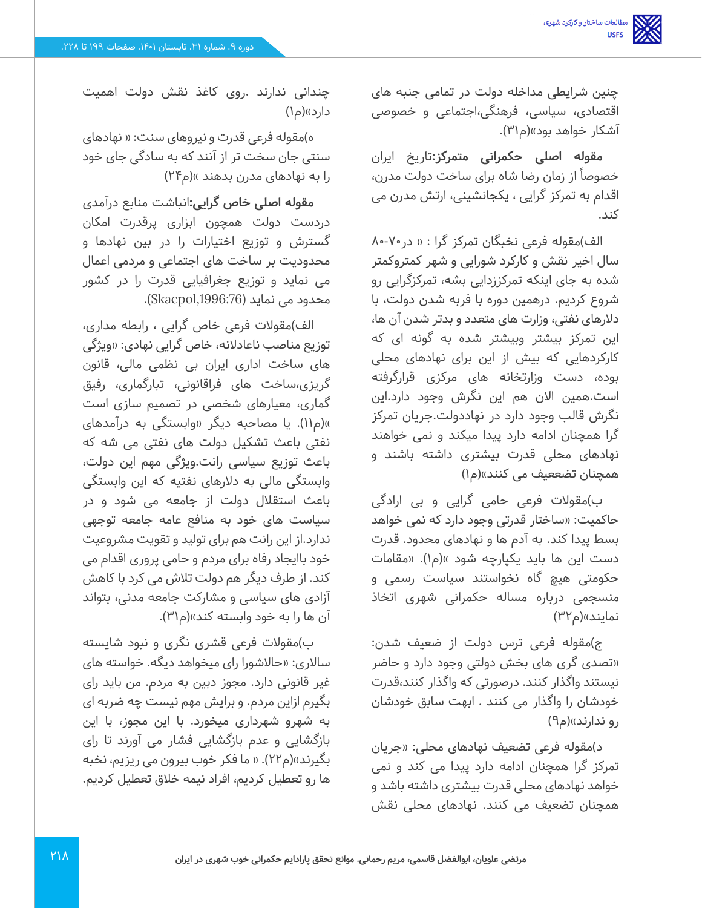چنین شرایطی مداخله دولت در تمامی جنبه های اقتصادی، سیاسی، فرهنگی،اجتماعی و خصوصی آشکار خواهد بود»(م۳۱).

**مقوله اصلی حکمرانی متمرکز:**تاریخ ایران خصوصاً از زمان رضا شاه برای ساخت دولت مدرن، اقدام به تمرکز گرایی ، یکجانشینی، ارتش مدرن می کند.

الف)مقوله فرعی نخبگان تمرکز گرا : « در۷۰-۸۰ سال اخیر نقش و کارکرد شورایی و شهر کمترومتر شده به جای اینکه تمرکززدایی بشه، تمرکزگرایی رو شروع کردیم. درهمین دوره با فربه شدن دولت، با دلارهای نفتی، وزارت های متعدد و بدتر شدن آن ها، این تمرکز بیشتر وبیشتر شده به گونه ای که کارکردهایی که بیش از این برای نهادهای محلی بوده، دست وزارتخانه های مرکزی قرارگرفته است.همین الان هم این نگرش وجود دارد.این نگرش قالب وجود دارد در نهاددولت.جریان تمرکز گرا همچنان ادامه دارد پیدا میکند و نمی خواهند نهادهای محلی قدرت بیشتری داشته باشند و همچنان تضعیف می کنند»(م۱)

ب)مقولات فرعی حامی گرایی و بی ارادگی حاکمیت: «ساختار قدرتی وجود دارد که نمی خواهد بسط پیدا کند. به آدم ها و نهادهای محدود. قدرت دست این ها باید یکپارچه شود »(م۱). «مقامات حکومتی هیچ گاه نخواستند سیاست رسمی و منسجمی درباره مساله حکمرانی شهری اتخاذ نمایند»(م۳۲)

ج)مقوله فرعی ترس دولت از ضعیف شدن: «تصدی گری های بخش دولتی وجود دارد و حاضر نیستند واگذار کنند. درصورتی که واگذار کنند،قدرت خودشان را واگذار می کنند . ابهت سابق خودشان رو ندارند»(م۹)

د)مقوله فرعی تضعیف نهادهای محلی: «جریان تمرکز گرا همچنان ادامه دارد پیدا می کند و نمی خواهد نهادهای محلی قدرت بیشتری داشته باشد و همچنان تضعیف می کنند. نهادهای محلی نقش چندانی ندارند .روی کاغذ نقش دولت اهمیت دارد»(م۱)

ه)مقوله فرعی قدرت و نیروهای سنت: « نهادهای سنتی جان سخت تر از آنند که به سادگی جای خود را به نهادهای مدرن بدهند »(م۲۴)

**مقوله اصلی خاص گرایی:**انباشت منابع درآمدی دردست دولت همچون ابزاری پرقدرت امکان گسترش و توزیع اختیارات را در بین نهادها و محدودیت بر ساخت های اجتماعی و مردمی اعمال می نماید و توزیع جغرافیایی قدرت را در کشور محدود می نماید (Skacpol,1996:76).

الف)مقولات فرعی خاص گرایی ، رابطه مداری، توزیع مناصب ناعادلانه، خاص گرایی نهادی: «ویژگی های ساخت اداری ایران بی نظمی مالی، قانون گریزی،ساخت های فراقانونی، تبارگماری، رفیق گماری، معیارهای شخصی در تصمیم سازی است »(م۱۱). یا مصاحبه دیگر «وابستگی به درآمدهای نفتی باعث تشکیل دولت های نفتی می شه که باعث توزیع سیاسی رانت.ویژگی مهم این دولت، وابستگی مالی به دلارهای نفتیه که این وابستگی باعث استقلال دولت از جامعه می شود و در سیاست های خود به منافع عامه جامعه توجهی ندارد.از این رانت هم برای تولید و تقویت مشروعیت خود باایجاد رفاه برای مردم و حامی پروری اقدام می کند. از طرف دیگر هم دولت تلاش می کرد با کاهش آزادی های سیاسی و مشارکت جامعه مدنی، بتواند آن ها را به خود وابسته کند»(م۳۱).

ب)مقولات فرعی قشری نگری و نبود شایسته سالاری: «حالاشورا رای میخواهد دیگه. خواسته های غیر قانونی دارد. مجوز دبین به مردم. من باید رای بگیرم ازاین مردم. و برایش مهم نیست چه ضربه ای به شهرو شهرداری میخورد. با این مجوز، با این بازگشایی و عدم بازگشایی فشار می آورند تا رای بگیرند»(م۲۲). « ما فکر خوب بیرون می ریزیم، نخبه ها رو تعطیل کردیم، افراد نیمه خلاق تعطیل کردیم.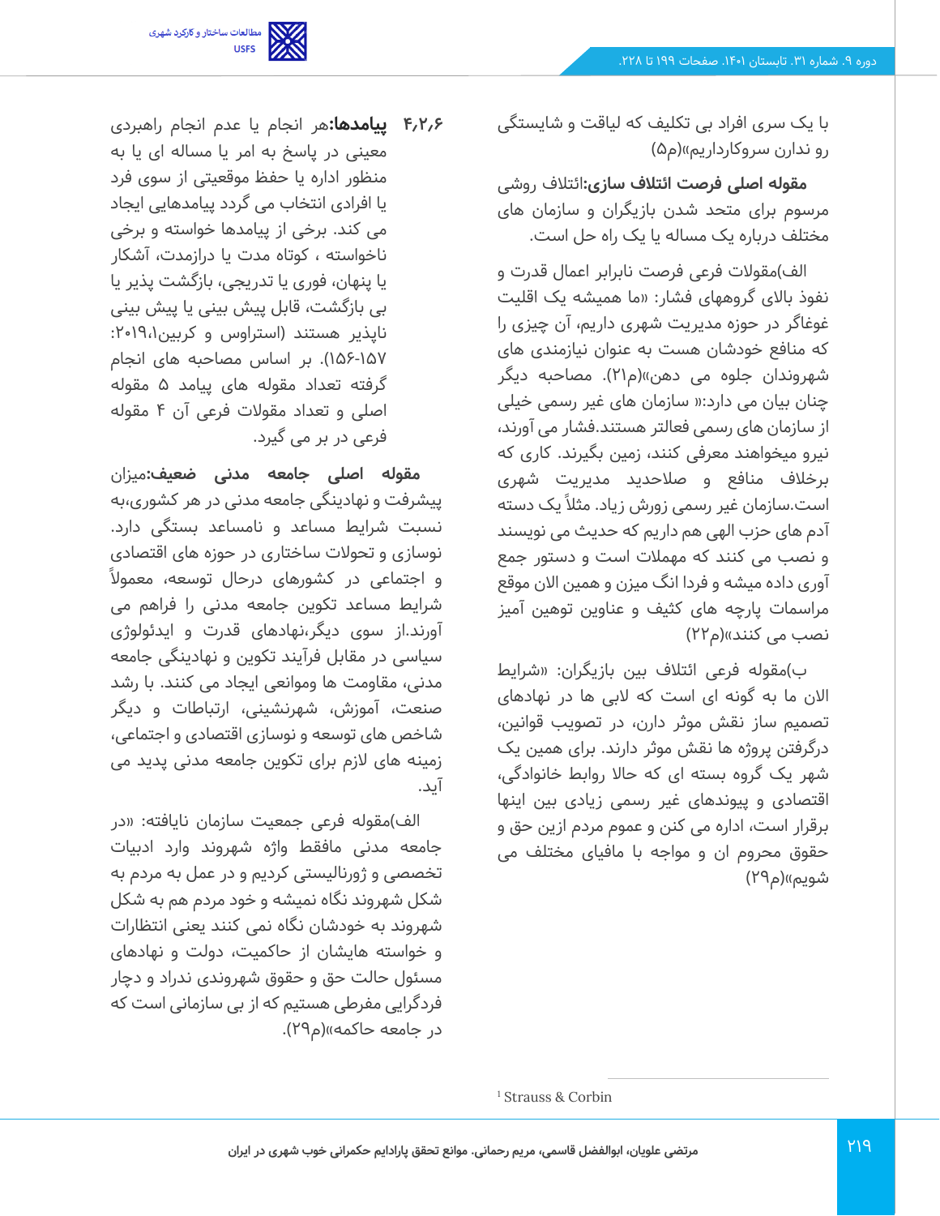با یک سری افراد بی تکلیف که لیاقت و شایستگی رو ندارن سروکارداریم»(م۵)

**مقوله اصلی فرصت ائتلاف سازی:**ائتلاف روشی مرسوم برای متحد شدن بازیگران و سازمان های مختلف درباره یک مساله یا یک راه حل است.

الف)مقولات فرعی فرصت نابرابر اعمال قدرت و نفوذ بالای گروههای فشار: «ما همیشه یک اقلیت غوغاگر در حوزه مدیریت شهری داریم، آن چیزی را که منافع خودشان هست به عنوان نیازمندی های شهروندان جلوه می دهن»(م۲۱). مصاحبه دیگر چنان بیان می دارد:« سازمان های غیر رسمی خیلی از سازمان های رسمی فعالتر هستند.فشار می آورند، نیرو میخواهند معرفی کنند، زمین بگیرند. کاری که برخلاف منافع و صلاحدید مدیریت شهری است.سازمان غیر رسمی زورش زیاد. مثلاً یک دسته آدم های حزب الهی هم داریم که حدیث می نویسند و نصب می کنند که مهملات است و دستور جمع آوری داده میشه و فردا انگ میزن و همین الان موقع مراسمات پارچه های کثیف و عناوین توهین آمیز نصب می کنند»(م۲۲)

ب)مقوله فرعی ائتلاف بین بازیگران: «شرایط الان ما به گونه ای است که لابی ها در نهادهای تصمیم ساز نقش موثر دارن، در تصویب قوانین، درگرفتن پروژه ها نقش موثر دارند. برای همین یک شهر یک گروه بسته ای که حالا روابط خانوادگی، اقتصادی و پیوندهای غیر رسمی زیادی بین اینها برقرار است، اداره می کنن و عموم مردم ازین حق و حقوق محروم ان و مواجه با مافیای مختلف می شویم»(م۲۹)

**۴،۲،۶ پیامدها:**هر انجام یا عدم انجام راهبردی معینی در پاسخ به امر یا مساله ای یا به منظور اداره یا حفظ موقعیتی از سوی فرد یا افرادی انتخاب می گردد پیامدهایی ایجاد می کند. برخی از پیامدها خواسته و برخی ناخواسته ، کوتاه مدت یا درازمدت، آشکار یا پنهان، فوری یا تدریجی، بازگشت پذیر یا بی بازگشت، قابل پیش بینی یا پیش بینی ناپذیر هستند (استراوس و کربین[1]،۲۰۱۹: ۱۵۷-۱۵۶). بر اساس مصاحبه های انجام گرفته تعداد مقوله های پیامد ۵ مقوله اصلی و تعداد مقولات فرعی آن ۴ مقوله فرعی در بر می گیرد.

**مقوله اصلی جامعه مدنی ضعیف:**میزان پیشرفت و نهادینگی جامعه مدنی در هر کشوری،به نسبت شرایط مساعد و نامساعد بستگی دارد. نوسازی و تحولات ساختاری در حوزه های اقتصادی و اجتماعی در کشورهای درحال توسعه، معمولاً شرایط مساعد تکوین جامعه مدنی را فراهم می آورند.از سوی دیگر،نهادهای قدرت و ایدئولوژی سیاسی در مقابل فرآیند تکوین و نهادینگی جامعه مدنی، مقاومت ها وموانعی ایجاد می کنند. با رشد صنعت، آموزش، شهرنشینی، ارتباطات و دیگر شاخص های توسعه و نوسازی اقتصادی و اجتماعی، زمینه های لازم برای تکوین جامعه مدنی پدید می آید.

الف)مقوله فرعی جمعیت سازمان نایافته: «در جامعه مدنی مافقط واژه شهروند وارد ادبیات تخصصی و ژورنالیستی کردیم و در عمل به مردم به شکل شهروند نگاه نمیشه و خود مردم هم به شکل شهروند به خودشان نگاه نمی کنند یعنی انتظارات و خواسته هایشان از حاکمیت، دولت و نهادهای مسئول حالت حق و حقوق شهروندی ندارد و دچار فردگرایی مفرطی هستیم که از بی سازمانی است که در جامعه حاکمه»(م۲۹).

---

[1] Strauss & Corbin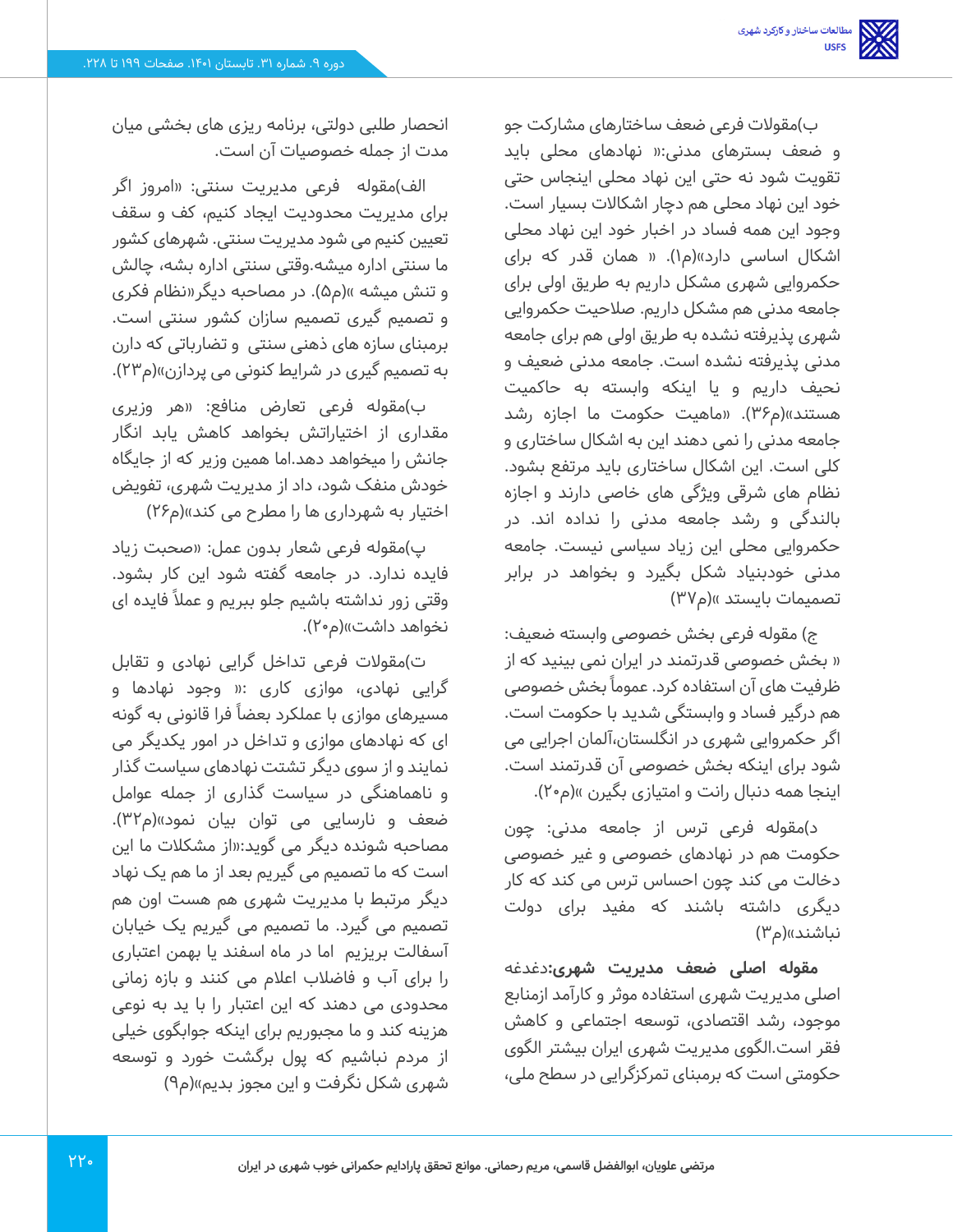ب)مقولات فرعی ضعف ساختارهای مشارکت جو و ضعف بسترهای مدنی:« نهادهای محلی باید تقویت شود نه حتی این نهاد محلی اینجاس حتی خود این نهاد محلی هم دچار اشکالات بسیار است. وجود این همه فساد در اخبار خود این نهاد محلی اشکال اساسی دارد»(م۱). « همان قدر که برای حکمروایی شهری مشکل داریم به طریق اولی برای جامعه مدنی هم مشکل داریم. صلاحیت حکمروایی شهری پذیرفته نشده به طریق اولی هم برای جامعه مدنی پذیرفته نشده است. جامعه مدنی ضعیف و نحیف داریم و یا اینکه وابسته به حاکمیت هستند»(م۳۶). «ماهیت حکومت ما اجازه رشد جامعه مدنی را نمی دهند این به اشکال ساختاری و کلی است. این اشکال ساختاری باید مرتفع بشود. نظام های شرقی ویژگی های خاصی دارند و اجازه بالندگی و رشد جامعه مدنی را نداده اند. در حکمروایی محلی این زیاد سیاسی نیست. جامعه مدنی خودبنیاد شکل بگیرد و بخواهد در برابر تصمیمات بایستد »(م۳۷)

ج) مقوله فرعی بخش خصوصی وابسته ضعیف: « بخش خصوصی قدرتمند در ایران نمی بینید که از ظرفیت های آن استفاده کرد. عموماً بخش خصوصی هم درگیر فساد و وابستگی شدید با حکومت است. اگر حکمروایی شهری در انگلستان،آلمان اجرایی می شود برای اینکه بخش خصوصی آن قدرتمند است. اینجا همه دنبال رانت و امتیازی بگیرن »(م۲۰).

د)مقوله فرعی ترس از جامعه مدنی: چون حکومت هم در نهادهای خصوصی و غیر خصوصی دخالت می کند چون احساس ترس می کند که کار دیگری داشته باشند که مفید برای دولت نباشند»(م۳)

**مقوله اصلی ضعف مدیریت شهری:**دغدغه اصلی مدیریت شهری استفاده موثر و کارآمد ازمنابع موجود، رشد اقتصادی، توسعه اجتماعی و کاهش فقر است.الگوی مدیریت شهری ایران بیشتر الگوی حکومتی است که برمبنای تمرکزگرایی در سطح ملی، انحصار طلبی دولتی، برنامه ریزی های بخشی میان مدت از جمله خصوصیات آن است.

الف)مقوله فرعی مدیریت سنتی: «امروز اگر برای مدیریت محدودیت ایجاد کنیم، کف و سقف تعیین کنیم می شود مدیریت سنتی. شهرهای کشور ما سنتی اداره میشه.وقتی سنتی اداره بشه، چالش و تنش میشه »(م۵). در مصاحبه دیگر«نظام فکری و تصمیم گیری تصمیم سازان کشور سنتی است. برمبنای سازه های ذهنی سنتی و تضارباتی که دارن به تصمیم گیری در شرایط کنونی می پردازن»(م۲۳).

ب)مقوله فرعی تعارض منافع: «هر وزیری مقداری از اختیاراتش بخواهد کاهش یابد انگار جانش را میخواهد دهد.اما همین وزیر که از جایگاه خودش منفک شود، داد از مدیریت شهری، تفویض اختیار به شهرداری ها را مطرح می کند»(م۲۶)

پ)مقوله فرعی شعار بدون عمل: «صحبت زیاد فایده ندارد. در جامعه گفته شود این کار بشود. وقتی زور نداشته باشیم جلو ببریم و عملاً فایده ای نخواهد داشت»(م۲۰).

ت)مقولات فرعی تداخل گرایی نهادی و تقابل گرایی نهادی، موازی کاری :« وجود نهادها و مسیرهای موازی با عملکرد بعضاً فرا قانونی به گونه ای که نهادهای موازی و تداخل در امور یکدیگر می نمایند و از سوی دیگر تشتت نهادهای سیاست گذار و ناهماهنگی در سیاست گذاری از جمله عوامل ضعف و نارسایی می توان بیان نمود»(م۳۲). مصاحبه شونده دیگر می گوید:«از مشکلات ما این است که ما تصمیم می گیریم بعد از ما هم یک نهاد دیگر مرتبط با مدیریت شهری هم هست اون هم تصمیم می گیرد. ما تصمیم می گیریم یک خیابان آسفالت بریزیم اما در ماه اسفند یا بهمن اعتباری را برای آب و فاضلاب اعلام می کنند و بازه زمانی محدودی می دهند که این اعتبار را با ید به نوعی هزینه کند و ما مجبوریم برای اینکه جوابگوی خیلی از مردم نباشیم که پول برگشت خورد و توسعه شهری شکل نگرفت و این مجوز بدیم»(م۹)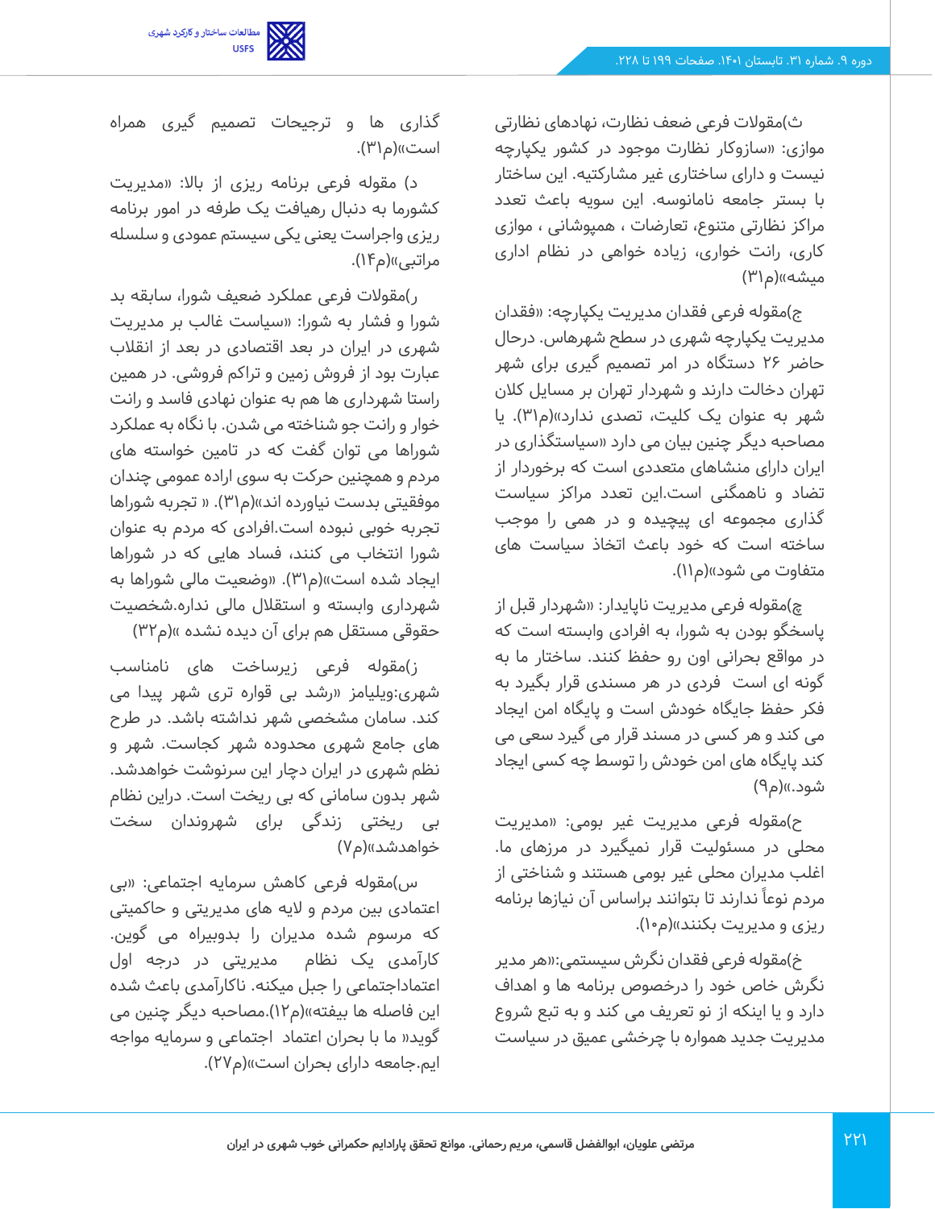ث)مقولات فرعی ضعف نظارت، نهادهای نظارتی موازی: «سازوکار نظارت موجود در کشور یکپارچه نیست و دارای ساختاری غیر مشارکتیه. این ساختار با بستر جامعه نامانوسه. این سویه باعث تعدد مراکز نظارتی متنوع، تعارضات ، همپوشانی ، موازی کاری، رانت خواری، زیاده خواهی در نظام اداری میشه»(م۳۱)

ج)مقوله فرعی فقدان مدیریت یکپارچه: «فقدان مدیریت یکپارچه شهری در سطح شهرهاس. درحال حاضر ۲۶ دستگاه در امر تصمیم گیری برای شهر تهران دخالت دارند و شهردار تهران بر مسایل کلان شهر به عنوان یک کلیت، تصدی ندارد»(م۳۱). یا مصاحبه دیگر چنین بیان می دارد «سیاستگذاری در ایران دارای منشاهای متعددی است که برخوردار از تضاد و ناهمگنی است.این تعدد مراکز سیاست گذاری مجموعه ای پیچیده و در همی را موجب ساخته است که خود باعث اتخاذ سیاست های متفاوت می شود»(م۱۱).

چ)مقوله فرعی مدیریت ناپایدار: «شهردار قبل از پاسخگو بودن به شورا، به افرادی وابسته است که در مواقع بحرانی اون رو حفظ کنند. ساختار ما به گونه ای است فردی در هر مسندی قرار بگیرد به فکر حفظ جایگاه خودش است و پایگاه امن ایجاد می کند و هر کسی در مسند قرار می گیرد سعی می کند پایگاه های امن خودش را توسط چه کسی ایجاد شود.»(م۹)

ح)مقوله فرعی مدیریت غیر بومی: «مدیریت محلی در مسئولیت قرار نمیگیرد در مرزهای ما. اغلب مدیران محلی غیر بومی هستند و شناختی از مردم نوعاً ندارند تا بتوانند براساس آن نیازها برنامه ریزی و مدیریت بکنند»(م۱۰).

خ)مقوله فرعی فقدان نگرش سیستمی:«هر مدیر نگرش خاص خود را درخصوص برنامه ها و اهداف دارد و یا اینکه از نو تعریف می کند و به تبع شروع مدیریت جدید همواره با چرخشی عمیق در سیاست گذاری ها و ترجیحات تصمیم گیری همراه است»(م۳۱).

د) مقوله فرعی برنامه ریزی از بالا: «مدیریت کشورما به دنبال رهیافت یک طرفه در امور برنامه ریزی واجراست یعنی یکی سیستم عمودی و سلسله مراتبی»(م۱۴).

ر)مقولات فرعی عملکرد ضعیف شورا، سابقه بد شورا و فشار به شورا: «سیاست غالب بر مدیریت شهری در ایران در بعد اقتصادی در بعد از انقلاب عبارت بود از فروش زمین و تراکم فروشی. در همین راستا شهرداری ها هم به عنوان نهادی فاسد و رانت خوار و رانت جو شناخته می شدن. با نگاه به عملکرد شوراها می توان گفت که در تامین خواسته های مردم و همچنین حرکت به سوی اراده عمومی چندان موفقیتی بدست نیاورده اند»(م۳۱). « تجربه شوراها تجربه خوبی نبوده است.افرادی که مردم به عنوان شورا انتخاب می کنند، فساد هایی که در شوراها ایجاد شده است»(م۳۱). «وضعیت مالی شوراها به شهرداری وابسته و استقلال مالی نداره.شخصیت حقوقی مستقل هم برای آن دیده نشده »(م۳۲)

ز)مقوله فرعی زیرساخت های نامناسب شهری:ویلیامز «رشد بی قواره تری شهر پیدا می کند. سامان مشخصی شهر نداشته باشد. در طرح های جامع شهری محدوده شهر کجاست. شهر و نظم شهری در ایران دچار این سرنوشت خواهدشد. شهر بدون سامانی که بی ریخت است. دراین نظام بی ریختی زندگی برای شهروندان سخت خواهدشد»(م۷)

س)مقوله فرعی کاهش سرمایه اجتماعی: «بی اعتمادی بین مردم و لایه های مدیریتی و حاکمیتی که مرسوم شده مدیران را بدوبیراه می گوین. کارآمدی یک نظام مدیریتی در درجه اول اعتماداجتماعی را جبل میکنه. ناکارآمدی باعث شده این فاصله ها بیفته»(م۱۲).مصاحبه دیگر چنین می گوید« ما با بحران اعتماد اجتماعی و سرمایه مواجه ایم.جامعه دارای بحران است»(م۲۷).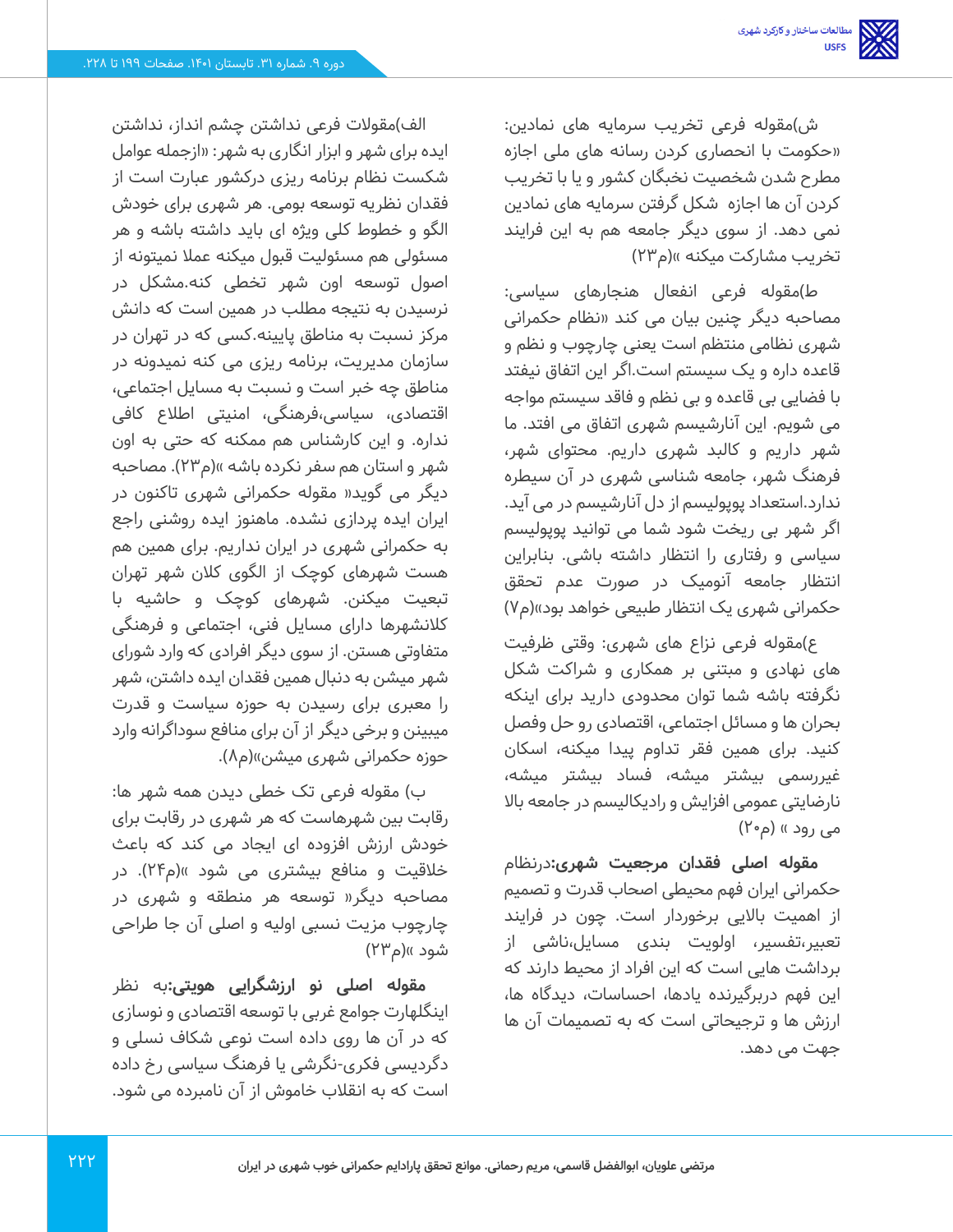ش)مقوله فرعی تخریب سرمایه های نمادین: «حکومت با انحصاری کردن رسانه های ملی اجازه مطرح شدن شخصیت نخبگان کشور و یا با تخریب کردن آن ها اجازه شکل گرفتن سرمایه های نمادین نمی دهد. از سوی دیگر جامعه هم به این فرایند تخریب مشارکت میکنه »(م۲۳)

ط)مقوله فرعی انفعال هنجارهای سیاسی: مصاحبه دیگر چنین بیان می کند «نظام حکمرانی شهری نظامی منتظم است یعنی چارچوب و نظم و قاعده داره و یک سیستم است.اگر این اتفاق نیفتد با فضایی بی قاعده و بی نظم و فاقد سیستم مواجه می شویم. این آنارشیسم شهری اتفاق می افتد. ما شهر داریم و کالبد شهری داریم. محتوای شهر، فرهنگ شهر، جامعه شناسی شهری در آن سیطره ندارد.استعداد پوپولیسم از دل آنارشیسم در می آید. اگر شهر بی ریخت شود شما می توانید پوپولیسم سیاسی و رفتاری را انتظار داشته باشی. بنابراین انتظار جامعه آنومیک در صورت عدم تحقق حکمرانی شهری یک انتظار طبیعی خواهد بود»(م۷)

ع)مقوله فرعی نزاع های شهری: وقتی ظرفیت های نهادی و مبتنی بر همکاری و شراکت شکل نگرفته باشه شما توان محدودی دارید برای اینکه بحران ها و مسائل اجتماعی، اقتصادی رو حل وفصل کنید. برای همین فقر تداوم پیدا میکنه، اسکان غیررسمی بیشتر میشه، فساد بیشتر میشه، نارضایتی عمومی افزایش و رادیکالیسم در جامعه بالا می رود » (م۲۰)

**مقوله اصلی فقدان مرجعیت شهری:** درنظام حکمرانی ایران فهم محیطی اصحاب قدرت و تصمیم از اهمیت بالایی برخوردار است. چون در فرایند تعبیر،تفسیر، اولویت بندی مسایل،ناشی از برداشت هایی است که این افراد از محیط دارند که این فهم دربرگیرنده یادها، احساسات، دیدگاه ها، ارزش ها و ترجیحاتی است که به تصمیمات آن ها جهت می دهد.

الف)مقولات فرعی نداشتن چشم انداز، نداشتن ایده برای شهر و ابزار انگاری به شهر: «ازجمله عوامل شکست نظام برنامه ریزی درکشور عبارت است از فقدان نظریه توسعه بومی. هر شهری برای خودش الگو و خطوط کلی ویژه ای باید داشته باشه و هر مسئولی هم مسئولیت قبول میکنه عملا نمیتونه از اصول توسعه اون شهر تخطی کنه.مشکل در نرسیدن به نتیجه مطلب در همین است که دانش مرکز نسبت به مناطق پایینه.کسی که در تهران در سازمان مدیریت، برنامه ریزی می کنه نمیدونه در مناطق چه خبر است و نسبت به مسایل اجتماعی، اقتصادی، سیاسی،فرهنگی، امنیتی اطلاع کافی نداره. و این کارشناس هم ممکنه که حتی به اون شهر و استان هم سفر نکرده باشه »(م۲۳). مصاحبه دیگر می گوید« مقوله حکمرانی شهری تاکنون در ایران ایده پردازی نشده. ماهنوز ایده روشنی راجع به حکمرانی شهری در ایران نداریم. برای همین هم هست شهرهای کوچک از الگوی کلان شهر تهران تبعیت میکنن. شهرهای کوچک و حاشیه با کلانشهرها دارای مسایل فنی، اجتماعی و فرهنگی متفاوتی هستن. از سوی دیگر افرادی که وارد شورای شهر میشن به دنبال همین فقدان ایده داشتن، شهر را معبری برای رسیدن به حوزه سیاست و قدرت میبینن و برخی دیگر از آن برای منافع سوداگرانه وارد حوزه حکمرانی شهری میشن»(م۸).

ب) مقوله فرعی تک خطی دیدن همه شهر ها: رقابت بین شهرهاست که هر شهری در رقابت برای خودش ارزش افزوده ای ایجاد می کند که باعث خلاقیت و منافع بیشتری می شود »(م۲۴). در مصاحبه دیگر« توسعه هر منطقه و شهری در چارچوب مزیت نسبی اولیه و اصلی آن جا طراحی شود »(م۲۳)

**مقوله اصلی نو ارزشگرایی هویتی:** به نظر اینگلهارت جوامع غربی با توسعه اقتصادی و نوسازی که در آن ها روی داده است نوعی شکاف نسلی و دگردیسی فکری-نگرشی یا فرهنگ سیاسی رخ داده است که به انقلاب خاموش از آن نامبرده می شود.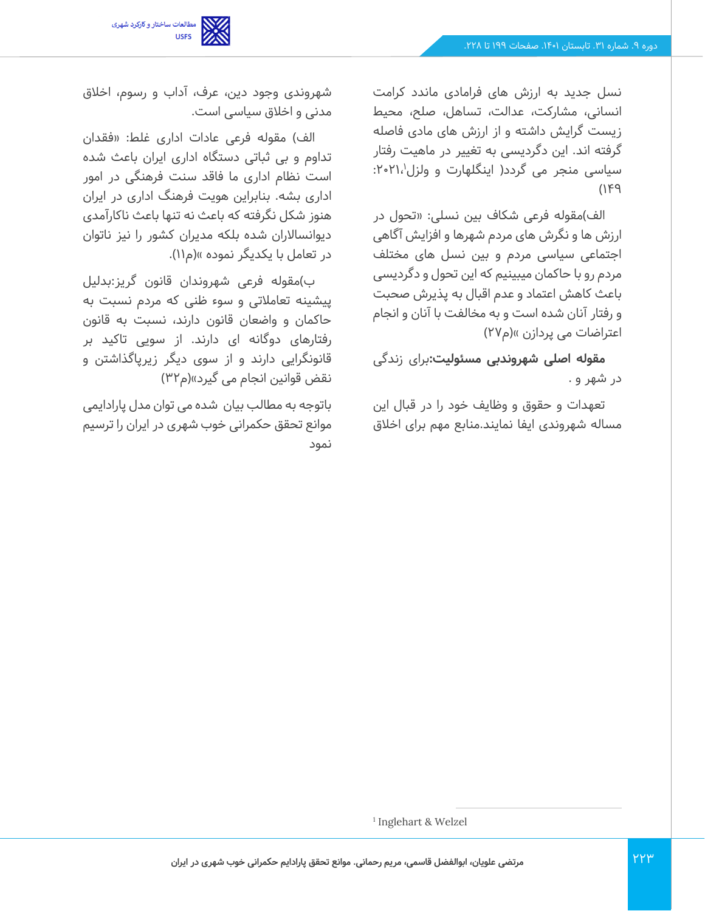نسل جدید به ارزش های فرامادی ماندد کرامت انسانی، مشارکت، عدالت، تساهل، صلح، محیط زیست گرایش داشته و از ارزش های مادی فاصله گرفته اند. این دگردیسی به تغییر در ماهیت رفتار سیاسی منجر می گردد( اینگلهارت و ولزل[1]،۲۰۲۱: ۱۴۹)

الف)مقوله فرعی شکاف بین نسلی: «تحول در ارزش ها و نگرش های مردم شهرها و افزایش آگاهی اجتماعی سیاسی مردم و بین نسل های مختلف مردم رو با حاکمان میبینیم که این تحول و دگردیسی باعث کاهش اعتماد و عدم اقبال به پذیرش صحبت و رفتار آنان شده است و به مخالفت با آنان و انجام اعتراضات می پردازن »(م۲۷)

**مقوله اصلی شهروندبی مسئولیت:**برای زندگی در شهر و .

تعهدات و حقوق و وظایف خود را در قبال این مساله شهروندی ایفا نمایند.منابع مهم برای اخلاق شهروندی وجود دین، عرف، آداب و رسوم، اخلاق مدنی و اخلاق سیاسی است.

الف) مقوله فرعی عادات اداری غلط: «فقدان تداوم و بی ثباتی دستگاه اداری ایران باعث شده است نظام اداری ما فاقد سنت فرهنگی در امور اداری بشه. بنابراین هویت فرهنگ اداری در ایران هنوز شکل نگرفته که باعث نه تنها باعث ناکارآمدی دیوانسالاران شده بلکه مدیران کشور را نیز ناتوان در تعامل با یکدیگر نموده »(م۱۱).

ب)مقوله فرعی شهروندان قانون گریز:بدلیل پیشینه تعاملاتی و سوء ظنی که مردم نسبت به حاکمان و واضعان قانون دارند، نسبت به قانون رفتارهای دوگانه ای دارند. از سویی تاکید بر قانونگرایی دارند و از سوی دیگر زیرپاگذاشتن و نقض قوانین انجام می گیرد»(م۳۲)

باتوجه به مطالب بیان شده می توان مدل پارادایمی موانع تحقق حکمرانی خوب شهری در ایران را ترسیم نمود

---

[1] Inglehart & Welzel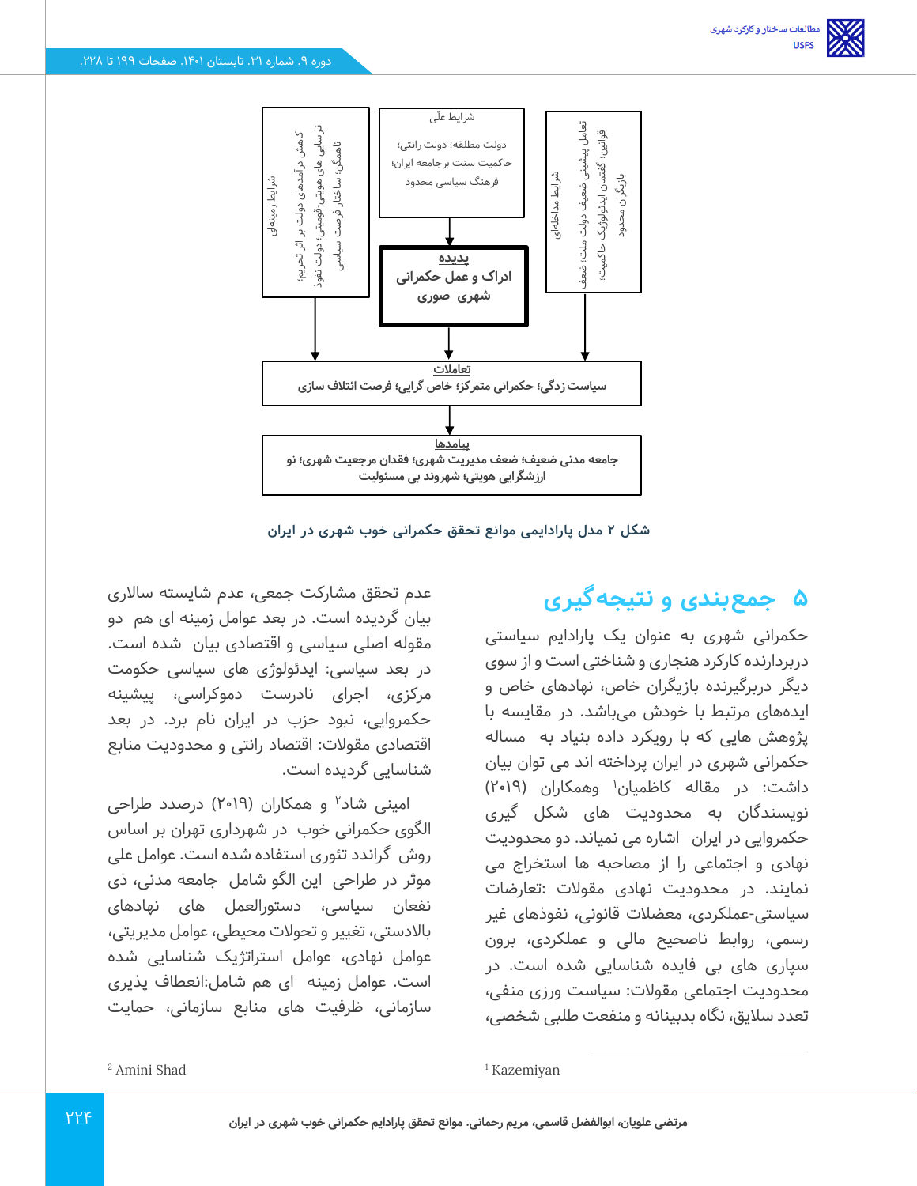شرایط علّی

دولت مطلقه؛ دولت رانتی؛ حاکمیت سنت برجامعه ایران؛ فرهنگ سیاسی محدود

شرایط زمینه‌ای

کاهش درآمدهای دولت بر اثر تحریم؛ ناسازی های هویتی-قومیتی؛ دولت نفوذ ناهمگن؛ ساختار فرصت سیاسی

شرایط مداخله‌ای

تعامل پیشینی ضعیف دولت ملت؛ ضعف قوانین؛ گفتمان ایدئولوژیک حاکمیت؛ بازیگران محدود

**پدیده**

**ادراک و عمل حکمرانی شهری صوری**

**تعاملات**

**سیاست زدگی؛ حکمرانی متمرکز؛ خاص گرایی؛ فرصت ائتلاف سازی**

**پیامدها**

**جامعه مدنی ضعیف؛ ضعف مدیریت شهری؛ فقدان مرجعیت شهری؛ نو ارزشگرایی هویتی؛ شهروند بی مسئولیت**

**شکل ۲ مدل پارادایمی موانع تحقق حکمرانی خوب شهری در ایران**

# ۵ جمع‌بندی و نتیجه‌گیری

حکمرانی شهری به عنوان یک پارادایم سیاستی دربردارنده کارکرد هنجاری و شناختی است و از سوی دیگر دربرگیرنده بازیگران خاص، نهادهای خاص و ایده‌های مرتبط با خودش می‌باشد. در مقایسه با پژوهش هایی که با رویکرد داده بنیاد به مساله حکمرانی شهری در ایران پرداخته اند می توان بیان داشت: در مقاله کاظمیان[1] وهمکاران (۲۰۱۹) نویسندگان به محدودیت های شکل گیری حکمروایی در ایران اشاره می نمایند. دو محدودیت نهادی و اجتماعی را از مصاحبه ها استخراج می نمایند. در محدودیت نهادی مقولات :تعارضات سیاستی-عملکردی، معضلات قانونی، نفوذهای غیر رسمی، روابط ناصحیح مالی و عملکردی، برون سپاری های بی فایده شناسایی شده است. در محدودیت اجتماعی مقولات: سیاست ورزی منفی، تعدد سلایق، نگاه بدبینانه و منفعت طلبی شخصی، عدم تحقق مشارکت جمعی، عدم شایسته سالاری بیان گردیده است. در بعد عوامل زمینه ای هم دو مقوله اصلی سیاسی و اقتصادی بیان شده است. در بعد سیاسی: ایدئولوژی های سیاسی حکومت مرکزی، اجرای نادرست دموکراسی، پیشینه حکمروایی، نبود حزب در ایران نام برد. در بعد اقتصادی مقولات: اقتصاد رانتی و محدودیت منابع شناسایی گردیده است.

امینی شاد[2] و همکاران (۲۰۱۹) درصدد طراحی الگوی حکمرانی خوب در شهرداری تهران بر اساس روش گراندد تئوری استفاده شده است. عوامل علی موثر در طراحی این الگو شامل جامعه مدنی، ذی نفعان سیاسی، دستورالعمل های نهادهای بالادستی، تغییر و تحولات محیطی، عوامل مدیریتی، عوامل نهادی، عوامل استراتژیک شناسایی شده است. عوامل زمینه ای هم شامل:انعطاف پذیری سازمانی، ظرفیت های منابع سازمانی، حمایت

---

[1] Kazemiyan

[2] Amini Shad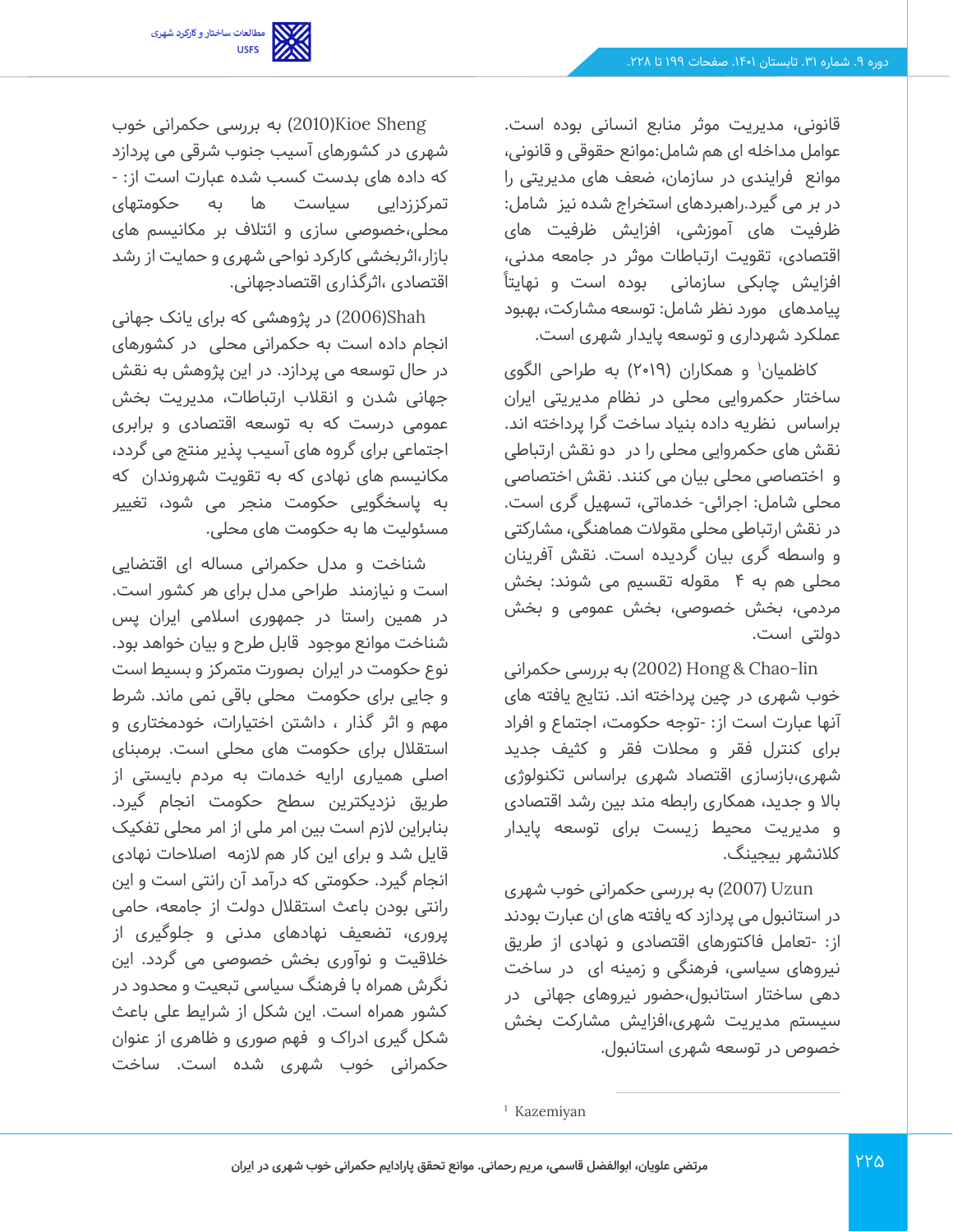قانونی، مدیریت موثر منابع انسانی بوده است. عوامل مداخله ای هم شامل:موانع حقوقی و قانونی، موانع فرایندی در سازمان، ضعف های مدیریتی را در بر می گیرد.راهبردهای استخراج شده نیز شامل: ظرفیت های آموزشی، افزایش ظرفیت های اقتصادی، تقویت ارتباطات موثر در جامعه مدنی، افزایش چابکی سازمانی بوده است و نهایتاً پیامدهای مورد نظر شامل: توسعه مشارکت، بهبود عملکرد شهرداری و توسعه پایدار شهری است.

کاظمیان[1] و همکاران (۲۰۱۹) به طراحی الگوی ساختار حکمروایی محلی در نظام مدیریتی ایران براساس نظریه داده بنیاد ساخت گرا پرداخته اند. نقش های حکمروایی محلی را در دو نقش ارتباطی و اختصاصی محلی بیان می کنند. نقش اختصاصی محلی شامل: اجرائی- خدماتی، تسهیل گری است. در نقش ارتباطی محلی مقولات هماهنگی، مشارکتی و واسطه گری بیان گردیده است. نقش آفرینان محلی هم به ۴ مقوله تقسیم می شوند: بخش مردمی، بخش خصوصی، بخش عمومی و بخش دولتی است.

Hong & Chao-lin (2002) به بررسی حکمرانی خوب شهری در چین پرداخته اند. نتایج یافته های آنها عبارت است از: -توجه حکومت، اجتماع و افراد برای کنترل فقر و محلات فقر و کثیف و جدید شهری،بازسازی اقتصاد شهری براساس تکنولوژی بالا و جدید، همکاری رابطه مند بین رشد اقتصادی و مدیریت محیط زیست برای توسعه پایدار کلانشهر بیجینگ.

Uzun (2007) به بررسی حکمرانی خوب شهری در استانبول می پردازد که یافته های ان عبارت بودند از: -تعامل فاکتورهای اقتصادی و نهادی از طریق نیروهای سیاسی، فرهنگی و زمینه ای در ساخت دهی ساختار استانبول،حضور نیروهای جهانی در سیستم مدیریت شهری،افزایش مشارکت بخش خصوص در توسعه شهری استانبول.

Kioe Sheng (2010) به بررسی حکمرانی خوب شهری در کشورهای آسیب جنوب شرقی می پردازد که داده های بدست کسب شده عبارت است از: -تمرکززدایی سیاست ها به حکومتهای محلی،خصوصی سازی و ائتلاف بر مکانیسم های بازار،اثربخشی کارکرد نواحی شهری و حمایت از رشد اقتصادی ،اثرگذاری اقتصادجهانی.

Shah (2006) در پژوهشی که برای بانک جهانی انجام داده است به حکمرانی محلی در کشورهای در حال توسعه می پردازد. در این پژوهش به نقش جهانی شدن و انقلاب ارتباطات، مدیریت بخش عمومی درست که به توسعه اقتصادی و برابری اجتماعی برای گروه های آسیب پذیر منتج می گردد، مکانیسم های نهادی که به تقویت شهروندان که به پاسخگویی حکومت منجر می شود، تغییر مسئولیت ها به حکومت های محلی.

شناخت و مدل حکمرانی مساله ای اقتضایی است و نیازمند طراحی مدل برای هر کشور است. در همین راستا در جمهوری اسلامی ایران پس شناخت موانع موجود قابل طرح و بیان خواهد بود. نوع حکومت در ایران بصورت متمرکز و بسیط است و جایی برای حکومت محلی باقی نمی ماند. شرط مهم و اثر گذار ، داشتن اختیارات، خودمختاری و استقلال برای حکومت های محلی است. برمبنای اصلی همیاری ارایه خدمات به مردم بایستی از طریق نزدیکترین سطح حکومت انجام گیرد. بنابراین لازم است بین امر ملی از امر محلی تفکیک قایل شد و برای این کار هم لازمه اصلاحات نهادی انجام گیرد. حکومتی که درآمد آن رانتی است و این رانتی بودن باعث استقلال دولت از جامعه، حامی پروری، تضعیف نهادهای مدنی و جلوگیری از خلاقیت و نوآوری بخش خصوصی می گردد. این نگرش همراه با فرهنگ سیاسی تبعیت و محدود در کشور همراه است. این شکل از شرایط علی باعث شکل گیری ادراک و فهم صوری و ظاهری از عنوان حکمرانی خوب شهری شده است. ساخت

---

[1] Kazemiyan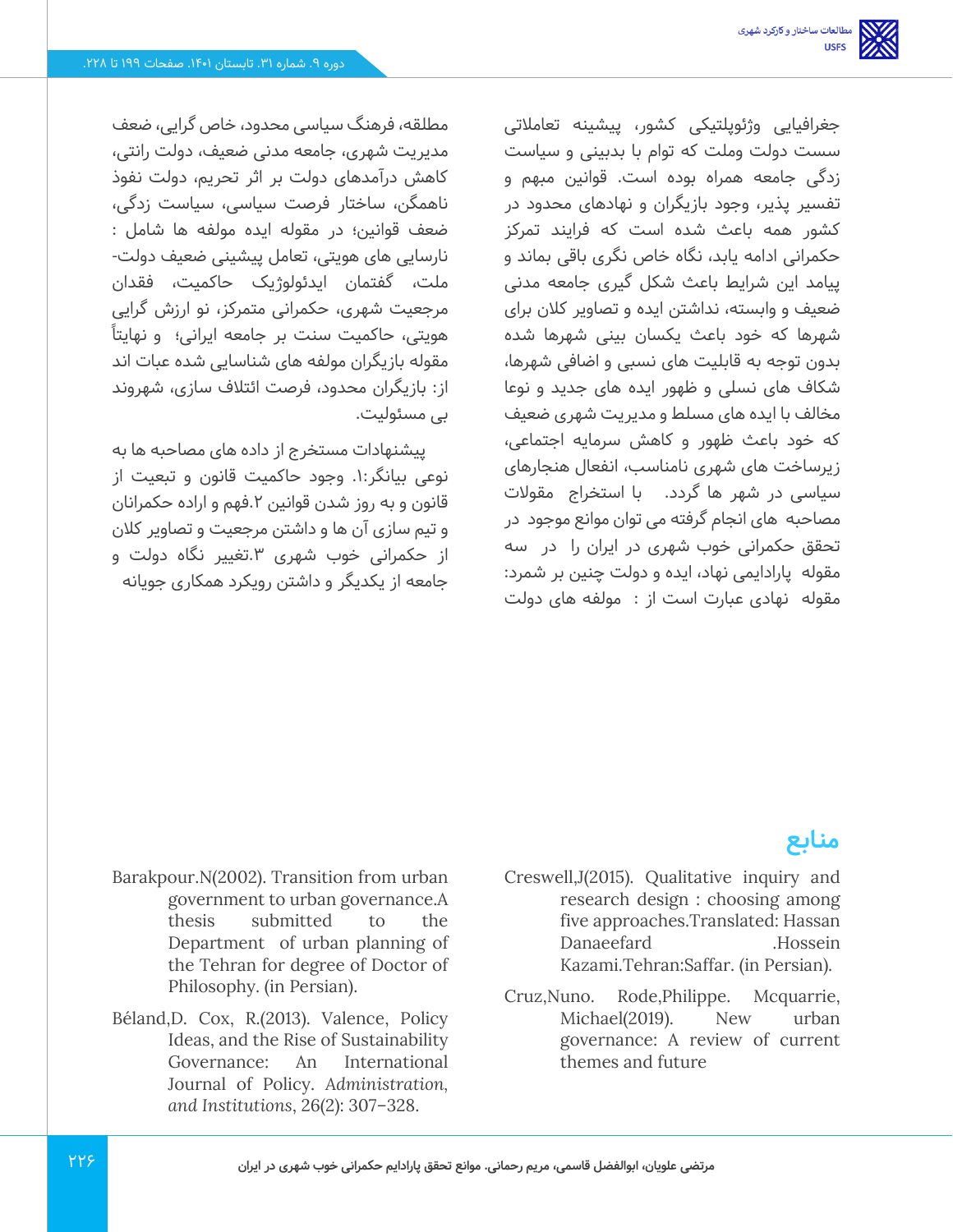جغرافیایی وژئوپلتیکی کشور، پیشینه تعاملاتی سست دولت وملت که توام با بدبینی و سیاست زدگی جامعه همراه بوده است. قوانین مبهم و تفسیر پذیر، وجود بازیگران و نهادهای محدود در کشور همه باعث شده است که فرایند تمرکز حکمرانی ادامه یابد، نگاه خاص نگری باقی بماند و پیامد این شرایط باعث شکل گیری جامعه مدنی ضعیف و وابسته، نداشتن ایده و تصاویر کلان برای شهرها که خود باعث یکسان بینی شهرها شده بدون توجه به قابلیت های نسبی و اضافی شهرها، شکاف های نسلی و ظهور ایده های جدید و نوعا مخالف با ایده های مسلط و مدیریت شهری ضعیف که خود باعث ظهور و کاهش سرمایه اجتماعی، زیرساخت های شهری نامناسب، انفعال هنجارهای سیاسی در شهر ها گردد. با استخراج مقولات مصاحبه های انجام گرفته می توان موانع موجود در تحقق حکمرانی خوب شهری در ایران را در سه مقوله پارادایمی نهاد، ایده و دولت چنین بر شمرد: مقوله نهادی عبارت است از : مولفه های دولت مطلقه، فرهنگ سیاسی محدود، خاص گرایی، ضعف مدیریت شهری، جامعه مدنی ضعیف، دولت رانتی، کاهش درآمدهای دولت بر اثر تحریم، دولت نفوذ ناهمگن، ساختار فرصت سیاسی، سیاست زدگی، ضعف قوانین؛ در مقوله ایده مولفه ها شامل : نارسایی های هویتی، تعامل پیشینی ضعیف دولت-ملت، گفتمان ایدئولوژیک حاکمیت، فقدان مرجعیت شهری، حکمرانی متمرکز، نو ارزش گرایی هویتی، حاکمیت سنت بر جامعه ایرانی؛ و نهایتاً مقوله بازیگران مولفه های شناسایی شده عبات اند از: بازیگران محدود، فرصت ائتلاف سازی، شهروند بی مسئولیت.

پیشنهادات مستخرج از داده های مصاحبه ها به نوعی بیانگر:۱. وجود حاکمیت قانون و تبعیت از قانون و به روز شدن قوانین ۲.فهم و اراده حکمرانان و تیم سازی آن ها و داشتن مرجعیت و تصاویر کلان از حکمرانی خوب شهری ۳.تغییر نگاه دولت و جامعه از یکدیگر و داشتن رویکرد همکاری جویانه

## منابع

Creswell,J(2015). Qualitative inquiry and research design : choosing among five approaches.Translated: Hassan Danaeefard .Hossein Kazami.Tehran:Saffar. (in Persian).

Cruz,Nuno. Rode,Philippe. Mcquarrie, Michael(2019). New urban governance: A review of current themes and future

Barakpour.N(2002). Transition from urban government to urban governance.A thesis submitted to the Department of urban planning of the Tehran for degree of Doctor of Philosophy. (in Persian).

Béland,D. Cox, R.(2013). Valence, Policy Ideas, and the Rise of Sustainability Governance: An International Journal of Policy. *Administration, and Institutions*, 26(2): 307–328.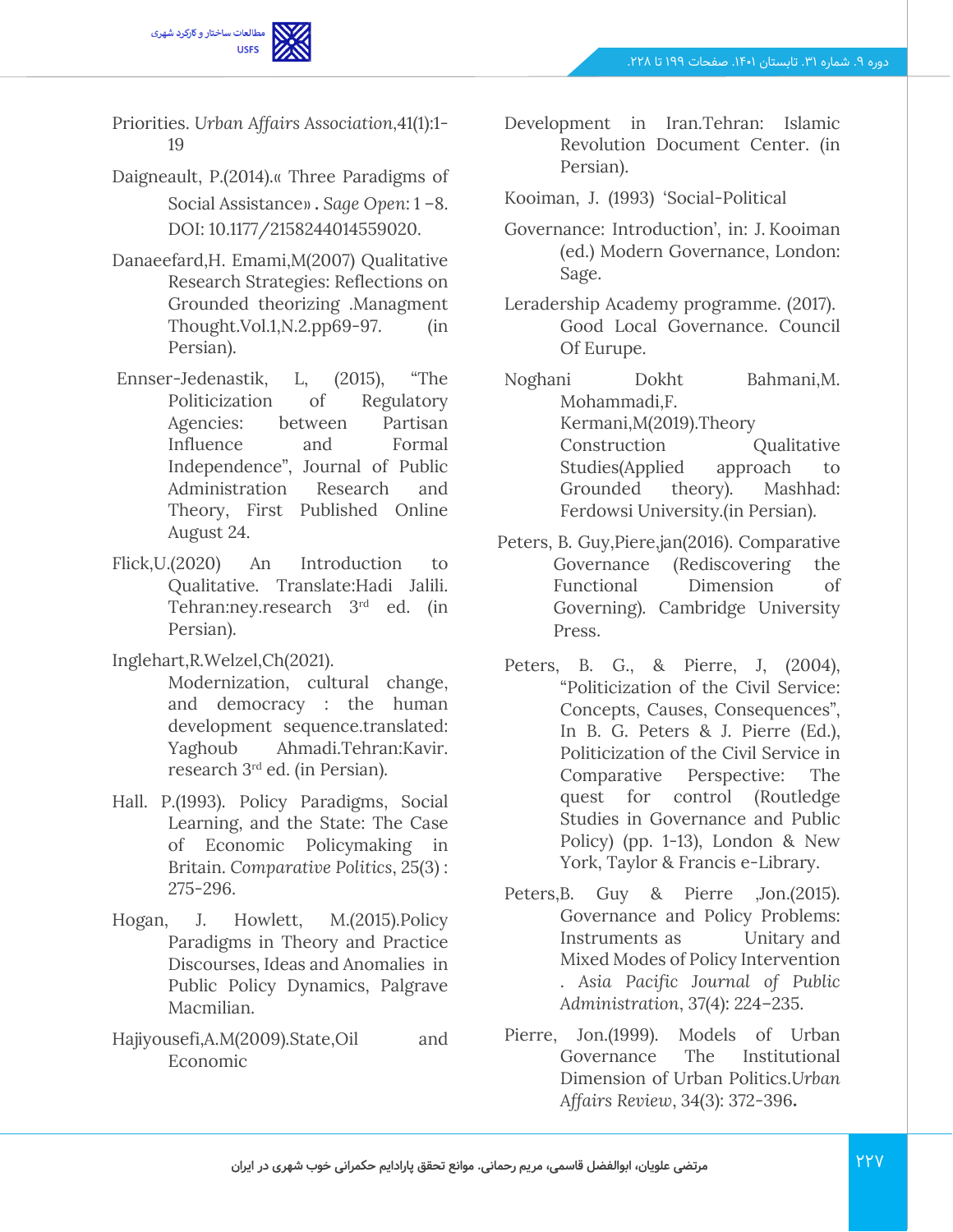Priorities. *Urban Affairs Association*,41(1):1-19

Daigneault, P.(2014).« Three Paradigms of Social Assistance» . *Sage Open*: 1 –8. DOI: 10.1177/2158244014559020.

Danaeefard,H. Emami,M(2007) Qualitative Research Strategies: Reflections on Grounded theorizing .Managment Thought.Vol.1,N.2.pp69-97. (in Persian).

Ennser-Jedenastik, L, (2015), "The Politicization of Regulatory Agencies: between Partisan Influence and Formal Independence", Journal of Public Administration Research and Theory, First Published Online August 24.

Flick,U.(2020) An Introduction to Qualitative. Translate:Hadi Jalili. Tehran:ney.research 3rd ed. (in Persian).

Inglehart,R.Welzel,Ch(2021). Modernization, cultural change, and democracy : the human development sequence.translated: Yaghoub Ahmadi.Tehran:Kavir. research 3rd ed. (in Persian).

Hall. P.(1993). Policy Paradigms, Social Learning, and the State: The Case of Economic Policymaking in Britain. *Comparative Politics*, 25(3) : 275-296.

Hogan, J. Howlett, M.(2015).Policy Paradigms in Theory and Practice Discourses, Ideas and Anomalies in Public Policy Dynamics, Palgrave Macmilian.

Hajiyousefi,A.M(2009).State,Oil and Economic Development in Iran.Tehran: Islamic Revolution Document Center. (in Persian).

Kooiman, J. (1993) 'Social-Political Governance: Introduction', in: J. Kooiman (ed.) Modern Governance, London: Sage.

Leradership Academy programme. (2017). Good Local Governance. Council Of Eurupe.

Noghani Dokht Bahmani,M. Mohammadi,F. Kermani,M(2019).Theory Construction Qualitative Studies(Applied approach to Grounded theory). Mashhad: Ferdowsi University.(in Persian).

Peters, B. Guy,Piere,jan(2016). Comparative Governance (Rediscovering the Functional Dimension of Governing). Cambridge University Press.

Peters, B. G., & Pierre, J, (2004), "Politicization of the Civil Service: Concepts, Causes, Consequences", In B. G. Peters & J. Pierre (Ed.), Politicization of the Civil Service in Comparative Perspective: The quest for control (Routledge Studies in Governance and Public Policy) (pp. 1-13), London & New York, Taylor & Francis e-Library.

Peters,B. Guy & Pierre ,Jon.(2015). Governance and Policy Problems: Instruments as Unitary and Mixed Modes of Policy Intervention . *Asia Pacific Journal of Public Administration*, 37(4): 224–235.

Pierre, Jon.(1999). Models of Urban Governance The Institutional Dimension of Urban Politics.*Urban Affairs Review*, 34(3): 372-396**.**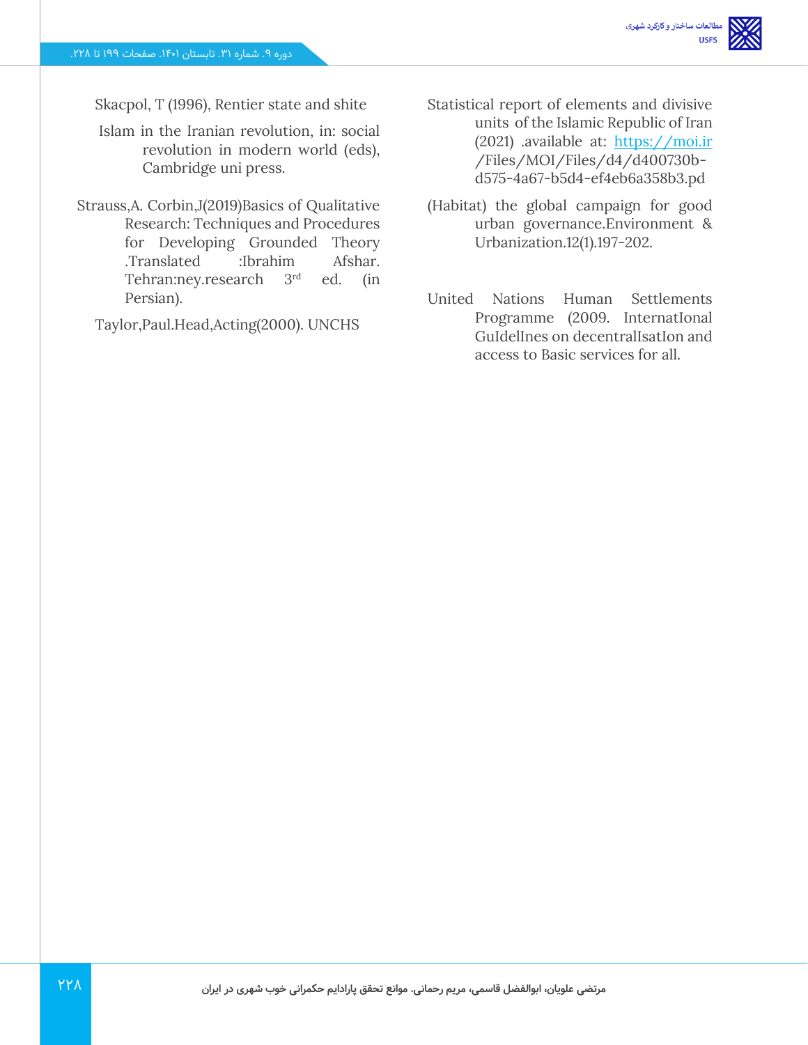Skacpol, T (1996), Rentier state and shite

Islam in the Iranian revolution, in: social revolution in modern world (eds), Cambridge uni press.

Strauss,A. Corbin,J(2019)Basics of Qualitative Research: Techniques and Procedures for Developing Grounded Theory .Translated :Ibrahim Afshar. Tehran:ney.research 3rd ed. (in Persian).

Taylor,Paul.Head,Acting(2000). UNCHS

Statistical report of elements and divisive units of the Islamic Republic of Iran (2021) .available at: https://moi.ir /Files/MOI/Files/d4/d400730b-d575-4a67-b5d4-ef4eb6a358b3.pd

(Habitat) the global campaign for good urban governance.Environment & Urbanization.12(1).197-202.

United Nations Human Settlements Programme (2009. InternatIonal GuIdelInes on decentralIsatIon and access to Basic services for all.